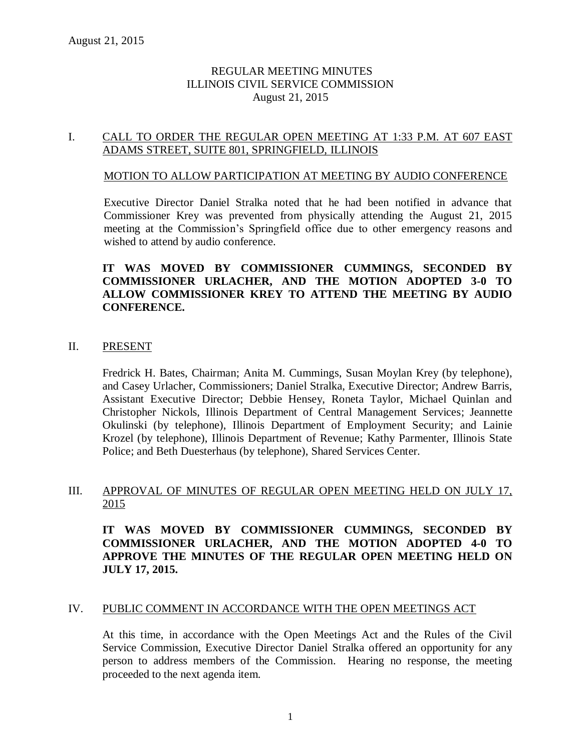# REGULAR MEETING MINUTES
# ILLINOIS CIVIL SERVICE COMMISSION
August 21, 2015

## I. CALL TO ORDER THE REGULAR OPEN MEETING AT 1:33 P.M. AT 607 EAST ADAMS STREET, SUITE 801, SPRINGFIELD, ILLINOIS

### MOTION TO ALLOW PARTICIPATION AT MEETING BY AUDIO CONFERENCE

Executive Director Daniel Stralka noted that he had been notified in advance that Commissioner Krey was prevented from physically attending the August 21, 2015 meeting at the Commission's Springfield office due to other emergency reasons and wished to attend by audio conference.

**IT WAS MOVED BY COMMISSIONER CUMMINGS, SECONDED BY COMMISSIONER URLACHER, AND THE MOTION ADOPTED 3-0 TO ALLOW COMMISSIONER KREY TO ATTEND THE MEETING BY AUDIO CONFERENCE.**

## II. PRESENT

Fredrick H. Bates, Chairman; Anita M. Cummings, Susan Moylan Krey (by telephone), and Casey Urlacher, Commissioners; Daniel Stralka, Executive Director; Andrew Barris, Assistant Executive Director; Debbie Hensey, Roneta Taylor, Michael Quinlan and Christopher Nickols, Illinois Department of Central Management Services; Jeannette Okulinski (by telephone), Illinois Department of Employment Security; and Lainie Krozel (by telephone), Illinois Department of Revenue; Kathy Parmenter, Illinois State Police; and Beth Duesterhaus (by telephone), Shared Services Center.

## III. APPROVAL OF MINUTES OF REGULAR OPEN MEETING HELD ON JULY 17, 2015

**IT WAS MOVED BY COMMISSIONER CUMMINGS, SECONDED BY COMMISSIONER URLACHER, AND THE MOTION ADOPTED 4-0 TO APPROVE THE MINUTES OF THE REGULAR OPEN MEETING HELD ON JULY 17, 2015.**

## IV. PUBLIC COMMENT IN ACCORDANCE WITH THE OPEN MEETINGS ACT

At this time, in accordance with the Open Meetings Act and the Rules of the Civil Service Commission, Executive Director Daniel Stralka offered an opportunity for any person to address members of the Commission. Hearing no response, the meeting proceeded to the next agenda item.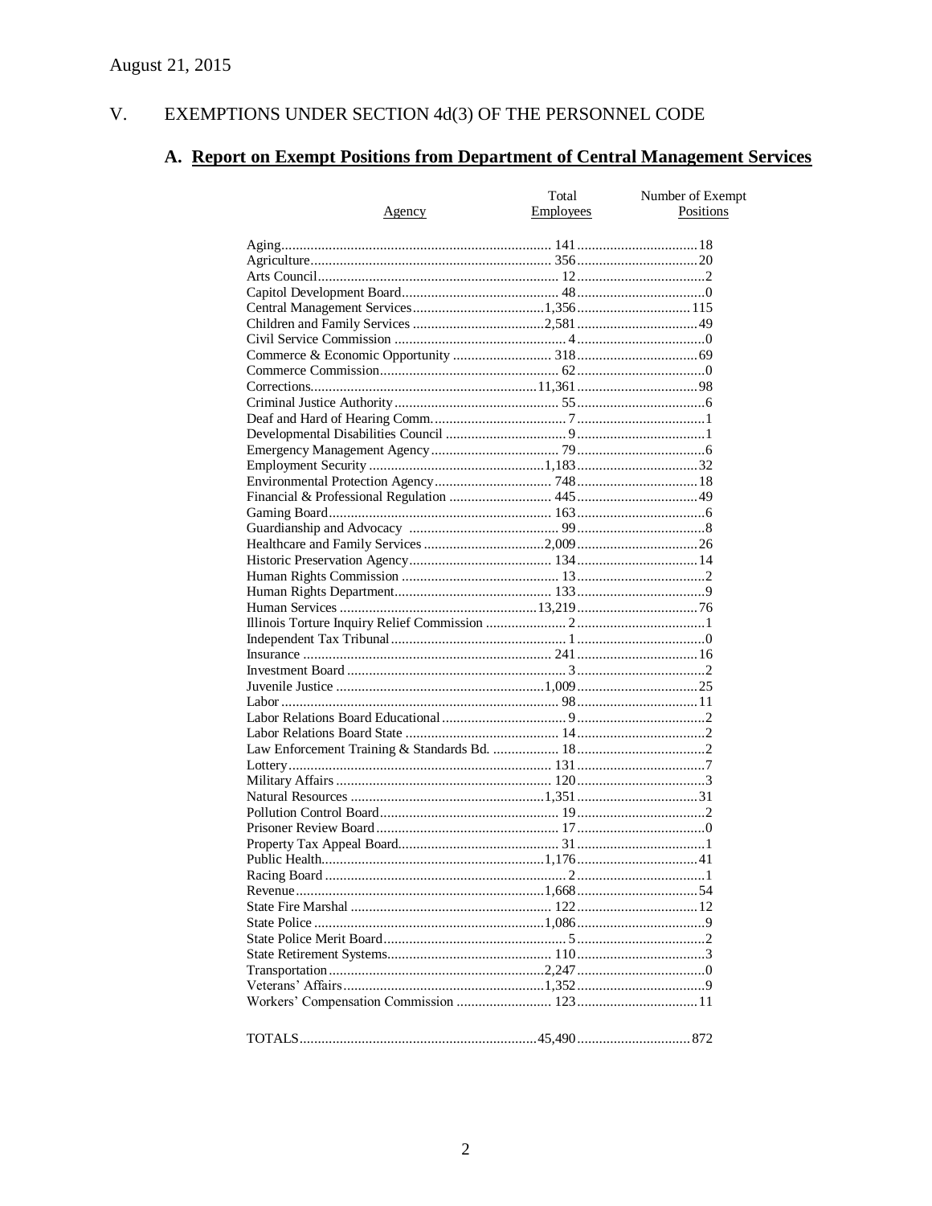August 21, 2015

## V. EXEMPTIONS UNDER SECTION 4d(3) OF THE PERSONNEL CODE

### A. **Report on Exempt Positions from Department of Central Management Services**

| Agency | Total Employees | Number of Exempt Positions |
|---|---|---|
| Aging | 141 | 18 |
| Agriculture | 356 | 20 |
| Arts Council | 12 | 2 |
| Capitol Development Board | 48 | 0 |
| Central Management Services | 1,356 | 115 |
| Children and Family Services | 2,581 | 49 |
| Civil Service Commission | 4 | 0 |
| Commerce & Economic Opportunity | 318 | 69 |
| Commerce Commission | 62 | 0 |
| Corrections | 11,361 | 98 |
| Criminal Justice Authority | 55 | 6 |
| Deaf and Hard of Hearing Comm. | 7 | 1 |
| Developmental Disabilities Council | 9 | 1 |
| Emergency Management Agency | 79 | 6 |
| Employment Security | 1,183 | 32 |
| Environmental Protection Agency | 748 | 18 |
| Financial & Professional Regulation | 445 | 49 |
| Gaming Board | 163 | 6 |
| Guardianship and Advocacy | 99 | 8 |
| Healthcare and Family Services | 2,009 | 26 |
| Historic Preservation Agency | 134 | 14 |
| Human Rights Commission | 13 | 2 |
| Human Rights Department | 133 | 9 |
| Human Services | 13,219 | 76 |
| Illinois Torture Inquiry Relief Commission | 2 | 1 |
| Independent Tax Tribunal | 1 | 0 |
| Insurance | 241 | 16 |
| Investment Board | 3 | 2 |
| Juvenile Justice | 1,009 | 25 |
| Labor | 98 | 11 |
| Labor Relations Board Educational | 9 | 2 |
| Labor Relations Board State | 14 | 2 |
| Law Enforcement Training & Standards Bd. | 18 | 2 |
| Lottery | 131 | 7 |
| Military Affairs | 120 | 3 |
| Natural Resources | 1,351 | 31 |
| Pollution Control Board | 19 | 2 |
| Prisoner Review Board | 17 | 0 |
| Property Tax Appeal Board | 31 | 1 |
| Public Health | 1,176 | 41 |
| Racing Board | 2 | 1 |
| Revenue | 1,668 | 54 |
| State Fire Marshal | 122 | 12 |
| State Police | 1,086 | 9 |
| State Police Merit Board | 5 | 2 |
| State Retirement Systems | 110 | 3 |
| Transportation | 2,247 | 0 |
| Veterans' Affairs | 1,352 | 9 |
| Workers' Compensation Commission | 123 | 11 |
| TOTALS | 45,490 | 872 |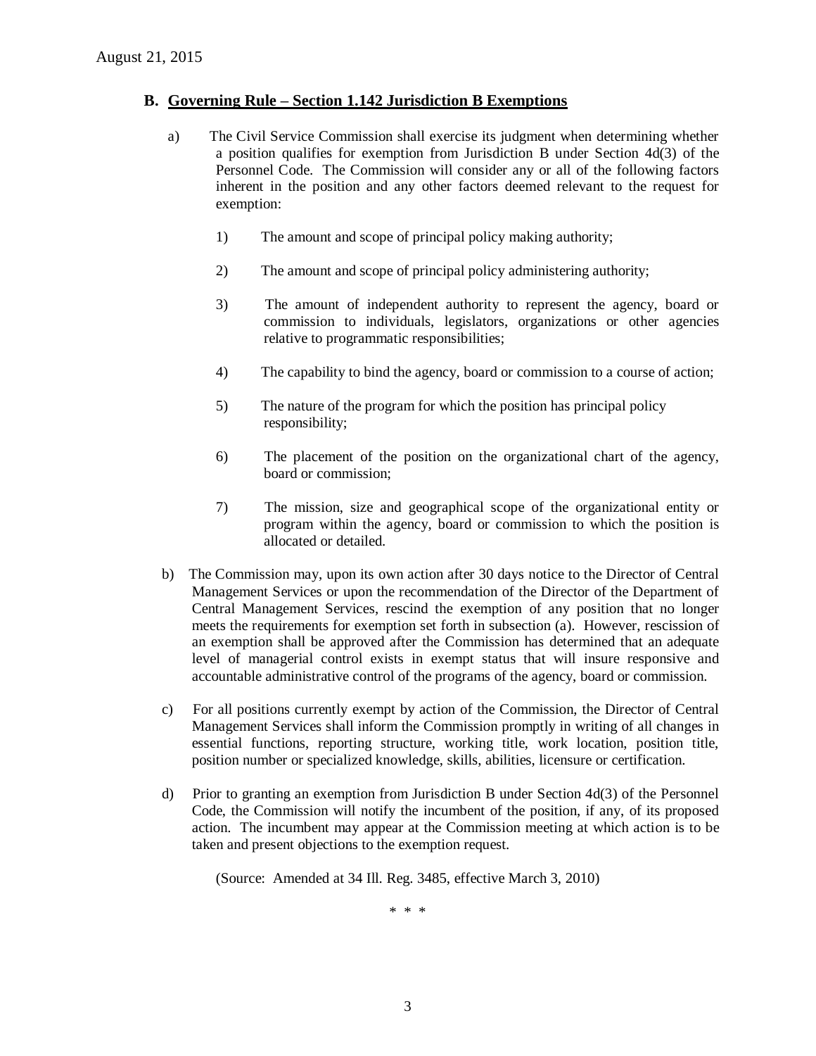## B. Governing Rule – Section 1.142 Jurisdiction B Exemptions

a) The Civil Service Commission shall exercise its judgment when determining whether a position qualifies for exemption from Jurisdiction B under Section 4d(3) of the Personnel Code. The Commission will consider any or all of the following factors inherent in the position and any other factors deemed relevant to the request for exemption:

1) The amount and scope of principal policy making authority;

2) The amount and scope of principal policy administering authority;

3) The amount of independent authority to represent the agency, board or commission to individuals, legislators, organizations or other agencies relative to programmatic responsibilities;

4) The capability to bind the agency, board or commission to a course of action;

5) The nature of the program for which the position has principal policy responsibility;

6) The placement of the position on the organizational chart of the agency, board or commission;

7) The mission, size and geographical scope of the organizational entity or program within the agency, board or commission to which the position is allocated or detailed.

b) The Commission may, upon its own action after 30 days notice to the Director of Central Management Services or upon the recommendation of the Director of the Department of Central Management Services, rescind the exemption of any position that no longer meets the requirements for exemption set forth in subsection (a). However, rescission of an exemption shall be approved after the Commission has determined that an adequate level of managerial control exists in exempt status that will insure responsive and accountable administrative control of the programs of the agency, board or commission.

c) For all positions currently exempt by action of the Commission, the Director of Central Management Services shall inform the Commission promptly in writing of all changes in essential functions, reporting structure, working title, work location, position title, position number or specialized knowledge, skills, abilities, licensure or certification.

d) Prior to granting an exemption from Jurisdiction B under Section 4d(3) of the Personnel Code, the Commission will notify the incumbent of the position, if any, of its proposed action. The incumbent may appear at the Commission meeting at which action is to be taken and present objections to the exemption request.

(Source: Amended at 34 Ill. Reg. 3485, effective March 3, 2010)

\* \* \*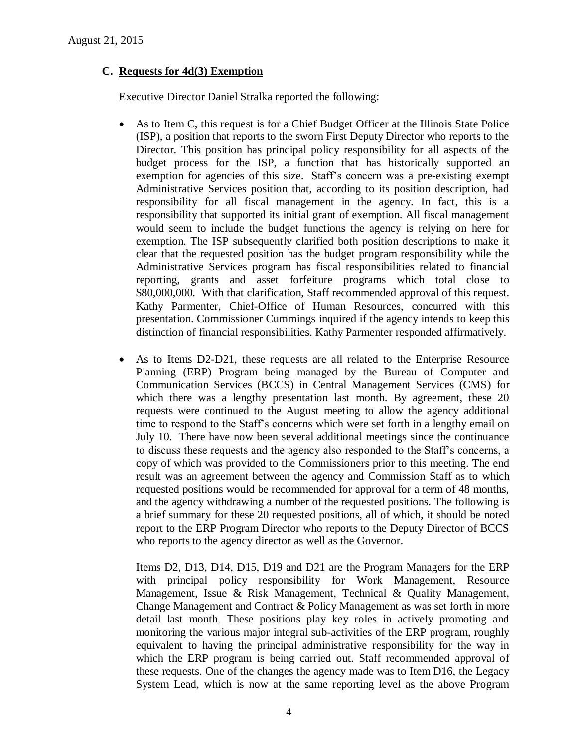August 21, 2015

### C. Requests for 4d(3) Exemption

Executive Director Daniel Stralka reported the following:

- As to Item C, this request is for a Chief Budget Officer at the Illinois State Police (ISP), a position that reports to the sworn First Deputy Director who reports to the Director. This position has principal policy responsibility for all aspects of the budget process for the ISP, a function that has historically supported an exemption for agencies of this size. Staff's concern was a pre-existing exempt Administrative Services position that, according to its position description, had responsibility for all fiscal management in the agency. In fact, this is a responsibility that supported its initial grant of exemption. All fiscal management would seem to include the budget functions the agency is relying on here for exemption. The ISP subsequently clarified both position descriptions to make it clear that the requested position has the budget program responsibility while the Administrative Services program has fiscal responsibilities related to financial reporting, grants and asset forfeiture programs which total close to \$80,000,000. With that clarification, Staff recommended approval of this request. Kathy Parmenter, Chief-Office of Human Resources, concurred with this presentation. Commissioner Cummings inquired if the agency intends to keep this distinction of financial responsibilities. Kathy Parmenter responded affirmatively.

- As to Items D2-D21, these requests are all related to the Enterprise Resource Planning (ERP) Program being managed by the Bureau of Computer and Communication Services (BCCS) in Central Management Services (CMS) for which there was a lengthy presentation last month. By agreement, these 20 requests were continued to the August meeting to allow the agency additional time to respond to the Staff's concerns which were set forth in a lengthy email on July 10. There have now been several additional meetings since the continuance to discuss these requests and the agency also responded to the Staff's concerns, a copy of which was provided to the Commissioners prior to this meeting. The end result was an agreement between the agency and Commission Staff as to which requested positions would be recommended for approval for a term of 48 months, and the agency withdrawing a number of the requested positions. The following is a brief summary for these 20 requested positions, all of which, it should be noted report to the ERP Program Director who reports to the Deputy Director of BCCS who reports to the agency director as well as the Governor.

  Items D2, D13, D14, D15, D19 and D21 are the Program Managers for the ERP with principal policy responsibility for Work Management, Resource Management, Issue & Risk Management, Technical & Quality Management, Change Management and Contract & Policy Management as was set forth in more detail last month. These positions play key roles in actively promoting and monitoring the various major integral sub-activities of the ERP program, roughly equivalent to having the principal administrative responsibility for the way in which the ERP program is being carried out. Staff recommended approval of these requests. One of the changes the agency made was to Item D16, the Legacy System Lead, which is now at the same reporting level as the above Program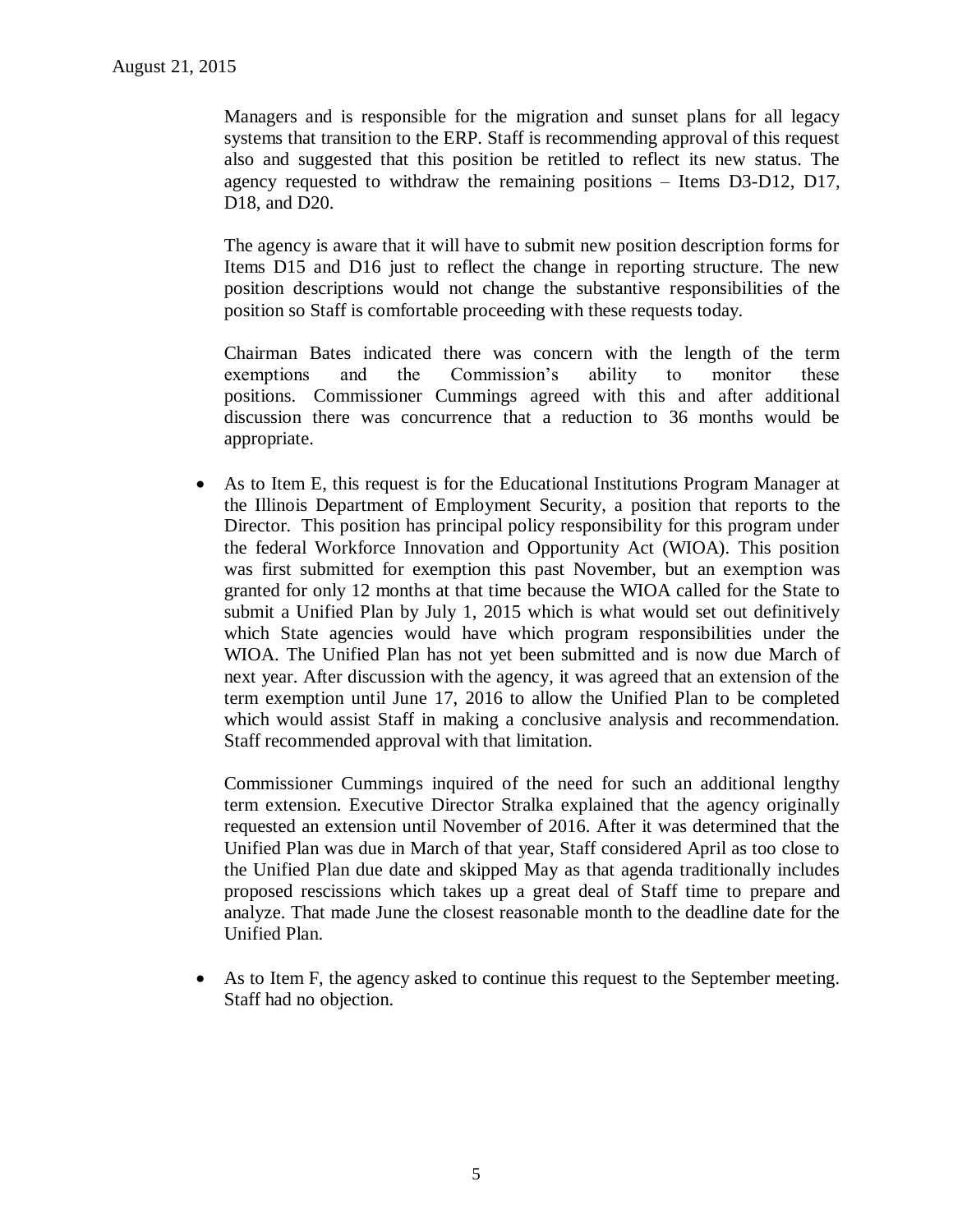Managers and is responsible for the migration and sunset plans for all legacy systems that transition to the ERP. Staff is recommending approval of this request also and suggested that this position be retitled to reflect its new status. The agency requested to withdraw the remaining positions – Items D3-D12, D17, D18, and D20.

The agency is aware that it will have to submit new position description forms for Items D15 and D16 just to reflect the change in reporting structure. The new position descriptions would not change the substantive responsibilities of the position so Staff is comfortable proceeding with these requests today.

Chairman Bates indicated there was concern with the length of the term exemptions and the Commission's ability to monitor these positions. Commissioner Cummings agreed with this and after additional discussion there was concurrence that a reduction to 36 months would be appropriate.

- As to Item E, this request is for the Educational Institutions Program Manager at the Illinois Department of Employment Security, a position that reports to the Director. This position has principal policy responsibility for this program under the federal Workforce Innovation and Opportunity Act (WIOA). This position was first submitted for exemption this past November, but an exemption was granted for only 12 months at that time because the WIOA called for the State to submit a Unified Plan by July 1, 2015 which is what would set out definitively which State agencies would have which program responsibilities under the WIOA. The Unified Plan has not yet been submitted and is now due March of next year. After discussion with the agency, it was agreed that an extension of the term exemption until June 17, 2016 to allow the Unified Plan to be completed which would assist Staff in making a conclusive analysis and recommendation. Staff recommended approval with that limitation.

  Commissioner Cummings inquired of the need for such an additional lengthy term extension. Executive Director Stralka explained that the agency originally requested an extension until November of 2016. After it was determined that the Unified Plan was due in March of that year, Staff considered April as too close to the Unified Plan due date and skipped May as that agenda traditionally includes proposed rescissions which takes up a great deal of Staff time to prepare and analyze. That made June the closest reasonable month to the deadline date for the Unified Plan.

- As to Item F, the agency asked to continue this request to the September meeting. Staff had no objection.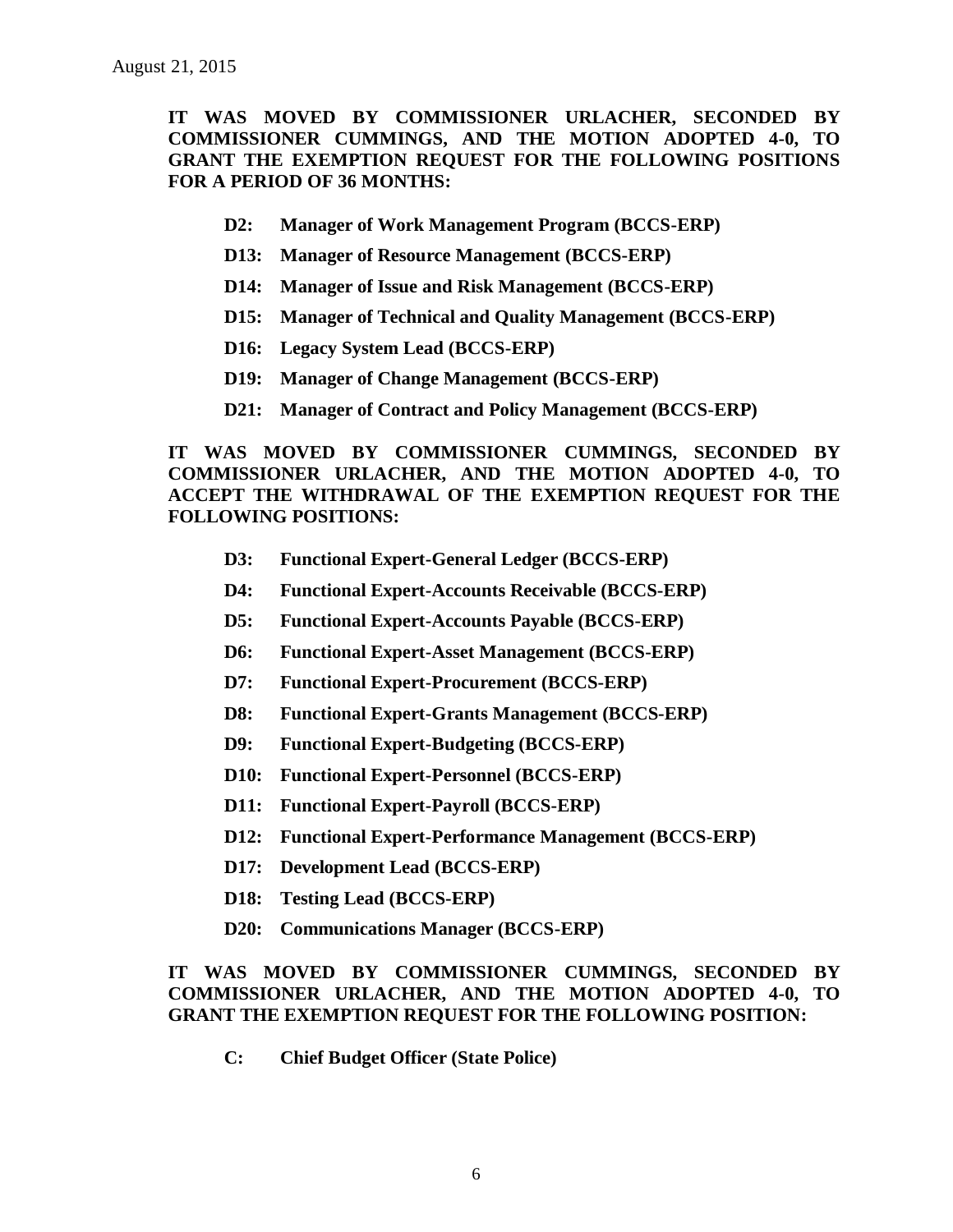**IT WAS MOVED BY COMMISSIONER URLACHER, SECONDED BY COMMISSIONER CUMMINGS, AND THE MOTION ADOPTED 4-0, TO GRANT THE EXEMPTION REQUEST FOR THE FOLLOWING POSITIONS FOR A PERIOD OF 36 MONTHS:**

- **D2: Manager of Work Management Program (BCCS-ERP)**
- **D13: Manager of Resource Management (BCCS-ERP)**
- **D14: Manager of Issue and Risk Management (BCCS-ERP)**
- **D15: Manager of Technical and Quality Management (BCCS-ERP)**
- **D16: Legacy System Lead (BCCS-ERP)**
- **D19: Manager of Change Management (BCCS-ERP)**
- **D21: Manager of Contract and Policy Management (BCCS-ERP)**

**IT WAS MOVED BY COMMISSIONER CUMMINGS, SECONDED BY COMMISSIONER URLACHER, AND THE MOTION ADOPTED 4-0, TO ACCEPT THE WITHDRAWAL OF THE EXEMPTION REQUEST FOR THE FOLLOWING POSITIONS:**

- **D3: Functional Expert-General Ledger (BCCS-ERP)**
- **D4: Functional Expert-Accounts Receivable (BCCS-ERP)**
- **D5: Functional Expert-Accounts Payable (BCCS-ERP)**
- **D6: Functional Expert-Asset Management (BCCS-ERP)**
- **D7: Functional Expert-Procurement (BCCS-ERP)**
- **D8: Functional Expert-Grants Management (BCCS-ERP)**
- **D9: Functional Expert-Budgeting (BCCS-ERP)**
- **D10: Functional Expert-Personnel (BCCS-ERP)**
- **D11: Functional Expert-Payroll (BCCS-ERP)**
- **D12: Functional Expert-Performance Management (BCCS-ERP)**
- **D17: Development Lead (BCCS-ERP)**
- **D18: Testing Lead (BCCS-ERP)**
- **D20: Communications Manager (BCCS-ERP)**

**IT WAS MOVED BY COMMISSIONER CUMMINGS, SECONDED BY COMMISSIONER URLACHER, AND THE MOTION ADOPTED 4-0, TO GRANT THE EXEMPTION REQUEST FOR THE FOLLOWING POSITION:**

- **C: Chief Budget Officer (State Police)**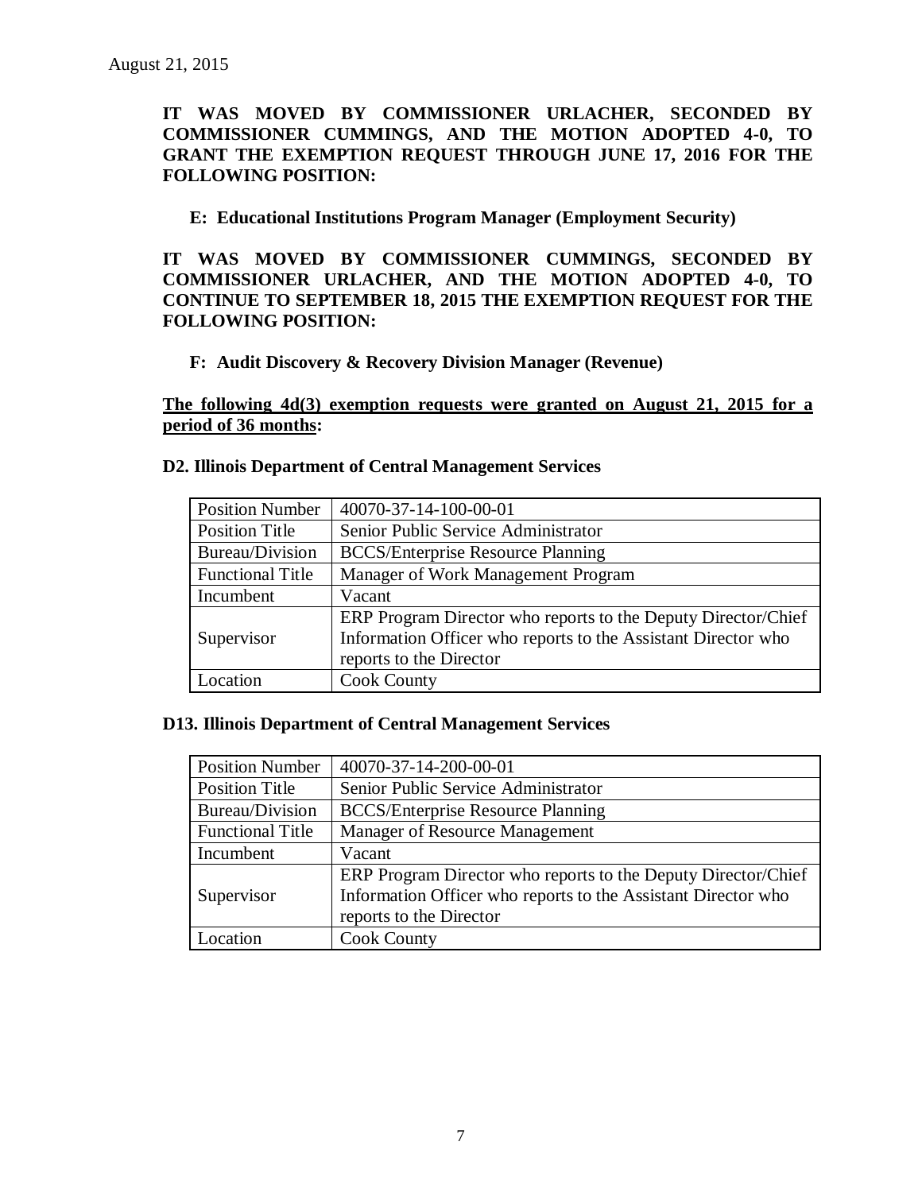August 21, 2015

**IT WAS MOVED BY COMMISSIONER URLACHER, SECONDED BY COMMISSIONER CUMMINGS, AND THE MOTION ADOPTED 4-0, TO GRANT THE EXEMPTION REQUEST THROUGH JUNE 17, 2016 FOR THE FOLLOWING POSITION:**

**E: Educational Institutions Program Manager (Employment Security)**

**IT WAS MOVED BY COMMISSIONER CUMMINGS, SECONDED BY COMMISSIONER URLACHER, AND THE MOTION ADOPTED 4-0, TO CONTINUE TO SEPTEMBER 18, 2015 THE EXEMPTION REQUEST FOR THE FOLLOWING POSITION:**

**F: Audit Discovery & Recovery Division Manager (Revenue)**

**<u>The following 4d(3) exemption requests were granted on August 21, 2015 for a period of 36 months</u>:**

**D2. Illinois Department of Central Management Services**

| Position Number | 40070-37-14-100-00-01 |
|---|---|
| Position Title | Senior Public Service Administrator |
| Bureau/Division | BCCS/Enterprise Resource Planning |
| Functional Title | Manager of Work Management Program |
| Incumbent | Vacant |
| Supervisor | ERP Program Director who reports to the Deputy Director/Chief Information Officer who reports to the Assistant Director who reports to the Director |
| Location | Cook County |

**D13. Illinois Department of Central Management Services**

| Position Number | 40070-37-14-200-00-01 |
|---|---|
| Position Title | Senior Public Service Administrator |
| Bureau/Division | BCCS/Enterprise Resource Planning |
| Functional Title | Manager of Resource Management |
| Incumbent | Vacant |
| Supervisor | ERP Program Director who reports to the Deputy Director/Chief Information Officer who reports to the Assistant Director who reports to the Director |
| Location | Cook County |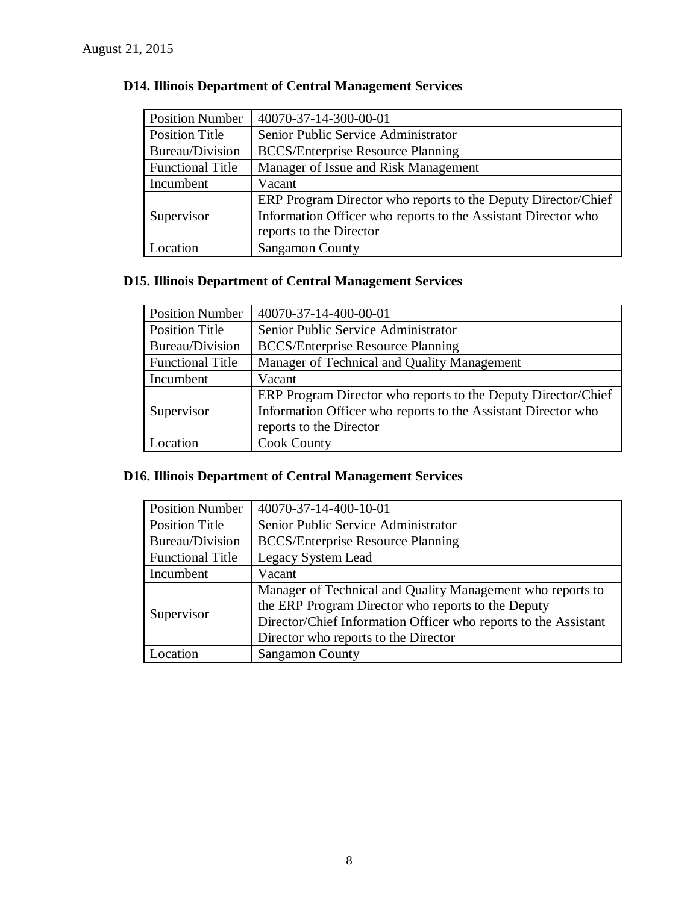August 21, 2015

### D14. Illinois Department of Central Management Services

| Position Number | 40070-37-14-300-00-01 |
|---|---|
| Position Title | Senior Public Service Administrator |
| Bureau/Division | BCCS/Enterprise Resource Planning |
| Functional Title | Manager of Issue and Risk Management |
| Incumbent | Vacant |
| Supervisor | ERP Program Director who reports to the Deputy Director/Chief Information Officer who reports to the Assistant Director who reports to the Director |
| Location | Sangamon County |

### D15. Illinois Department of Central Management Services

| Position Number | 40070-37-14-400-00-01 |
|---|---|
| Position Title | Senior Public Service Administrator |
| Bureau/Division | BCCS/Enterprise Resource Planning |
| Functional Title | Manager of Technical and Quality Management |
| Incumbent | Vacant |
| Supervisor | ERP Program Director who reports to the Deputy Director/Chief Information Officer who reports to the Assistant Director who reports to the Director |
| Location | Cook County |

### D16. Illinois Department of Central Management Services

| Position Number | 40070-37-14-400-10-01 |
|---|---|
| Position Title | Senior Public Service Administrator |
| Bureau/Division | BCCS/Enterprise Resource Planning |
| Functional Title | Legacy System Lead |
| Incumbent | Vacant |
| Supervisor | Manager of Technical and Quality Management who reports to the ERP Program Director who reports to the Deputy Director/Chief Information Officer who reports to the Assistant Director who reports to the Director |
| Location | Sangamon County |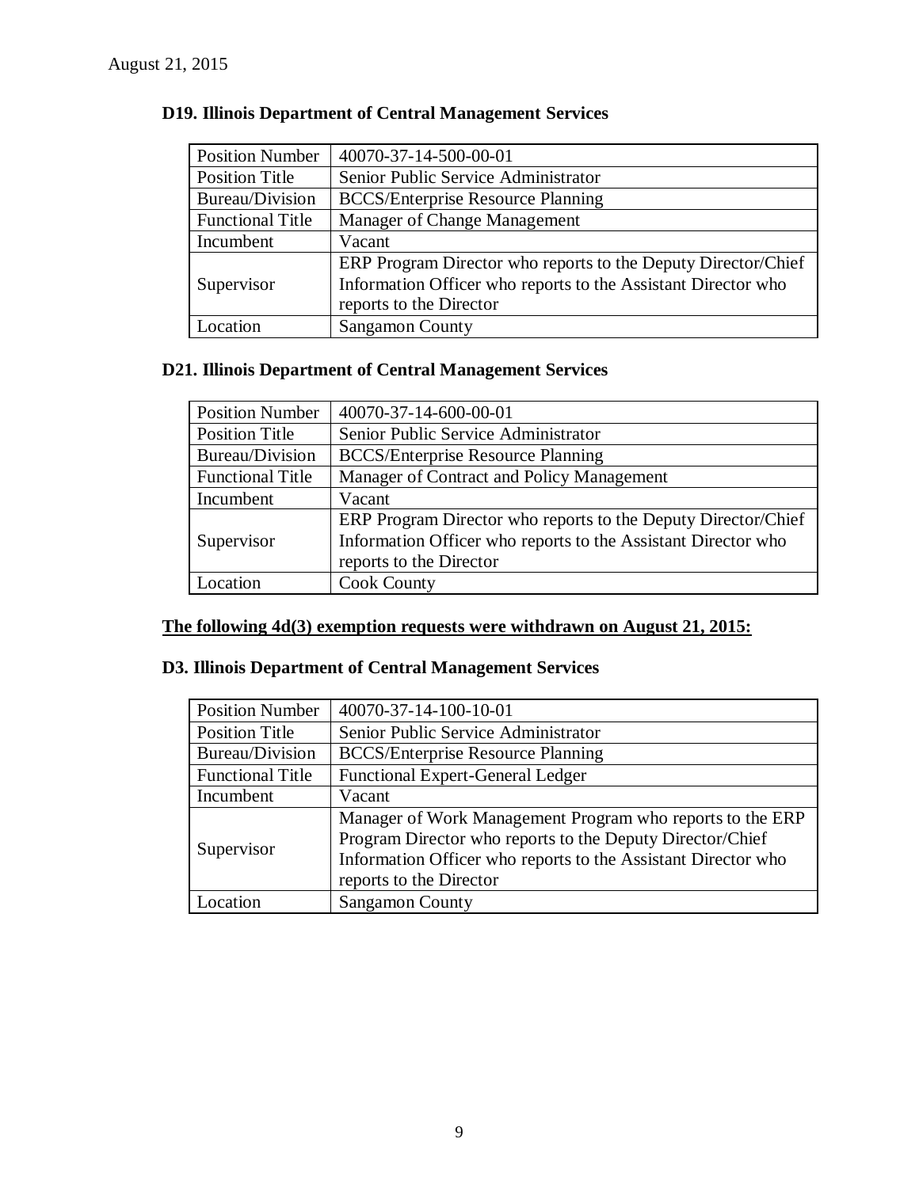August 21, 2015

### D19. Illinois Department of Central Management Services

| Position Number | 40070-37-14-500-00-01 |
|---|---|
| Position Title | Senior Public Service Administrator |
| Bureau/Division | BCCS/Enterprise Resource Planning |
| Functional Title | Manager of Change Management |
| Incumbent | Vacant |
| Supervisor | ERP Program Director who reports to the Deputy Director/Chief Information Officer who reports to the Assistant Director who reports to the Director |
| Location | Sangamon County |

### D21. Illinois Department of Central Management Services

| Position Number | 40070-37-14-600-00-01 |
|---|---|
| Position Title | Senior Public Service Administrator |
| Bureau/Division | BCCS/Enterprise Resource Planning |
| Functional Title | Manager of Contract and Policy Management |
| Incumbent | Vacant |
| Supervisor | ERP Program Director who reports to the Deputy Director/Chief Information Officer who reports to the Assistant Director who reports to the Director |
| Location | Cook County |

**The following 4d(3) exemption requests were withdrawn on August 21, 2015:**

### D3. Illinois Department of Central Management Services

| Position Number | 40070-37-14-100-10-01 |
|---|---|
| Position Title | Senior Public Service Administrator |
| Bureau/Division | BCCS/Enterprise Resource Planning |
| Functional Title | Functional Expert-General Ledger |
| Incumbent | Vacant |
| Supervisor | Manager of Work Management Program who reports to the ERP Program Director who reports to the Deputy Director/Chief Information Officer who reports to the Assistant Director who reports to the Director |
| Location | Sangamon County |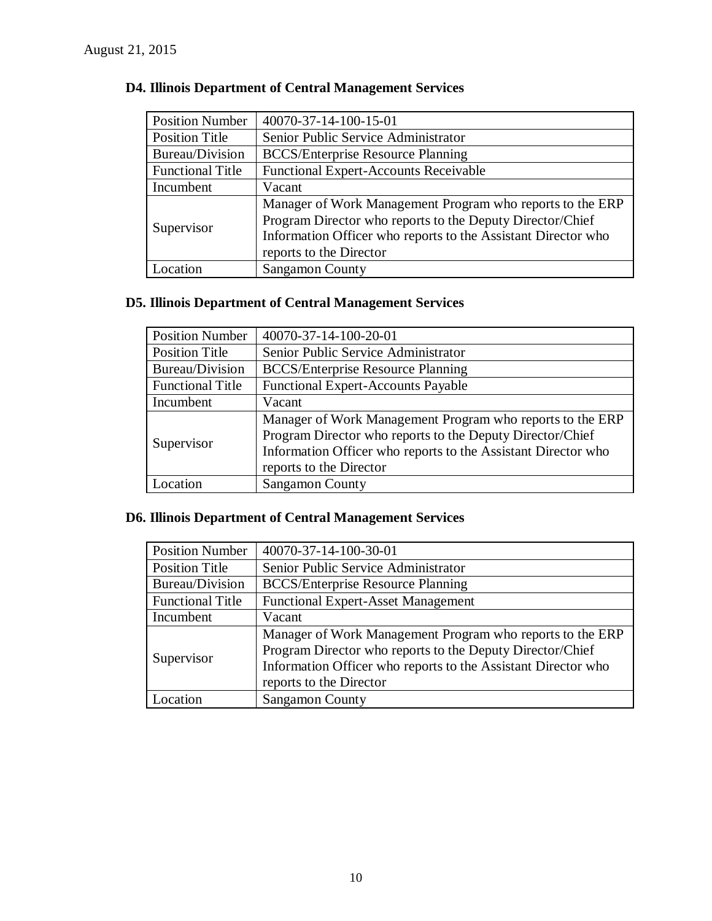August 21, 2015

### D4. Illinois Department of Central Management Services

| Position Number | 40070-37-14-100-15-01 |
|---|---|
| Position Title | Senior Public Service Administrator |
| Bureau/Division | BCCS/Enterprise Resource Planning |
| Functional Title | Functional Expert-Accounts Receivable |
| Incumbent | Vacant |
| Supervisor | Manager of Work Management Program who reports to the ERP Program Director who reports to the Deputy Director/Chief Information Officer who reports to the Assistant Director who reports to the Director |
| Location | Sangamon County |

### D5. Illinois Department of Central Management Services

| Position Number | 40070-37-14-100-20-01 |
|---|---|
| Position Title | Senior Public Service Administrator |
| Bureau/Division | BCCS/Enterprise Resource Planning |
| Functional Title | Functional Expert-Accounts Payable |
| Incumbent | Vacant |
| Supervisor | Manager of Work Management Program who reports to the ERP Program Director who reports to the Deputy Director/Chief Information Officer who reports to the Assistant Director who reports to the Director |
| Location | Sangamon County |

### D6. Illinois Department of Central Management Services

| Position Number | 40070-37-14-100-30-01 |
|---|---|
| Position Title | Senior Public Service Administrator |
| Bureau/Division | BCCS/Enterprise Resource Planning |
| Functional Title | Functional Expert-Asset Management |
| Incumbent | Vacant |
| Supervisor | Manager of Work Management Program who reports to the ERP Program Director who reports to the Deputy Director/Chief Information Officer who reports to the Assistant Director who reports to the Director |
| Location | Sangamon County |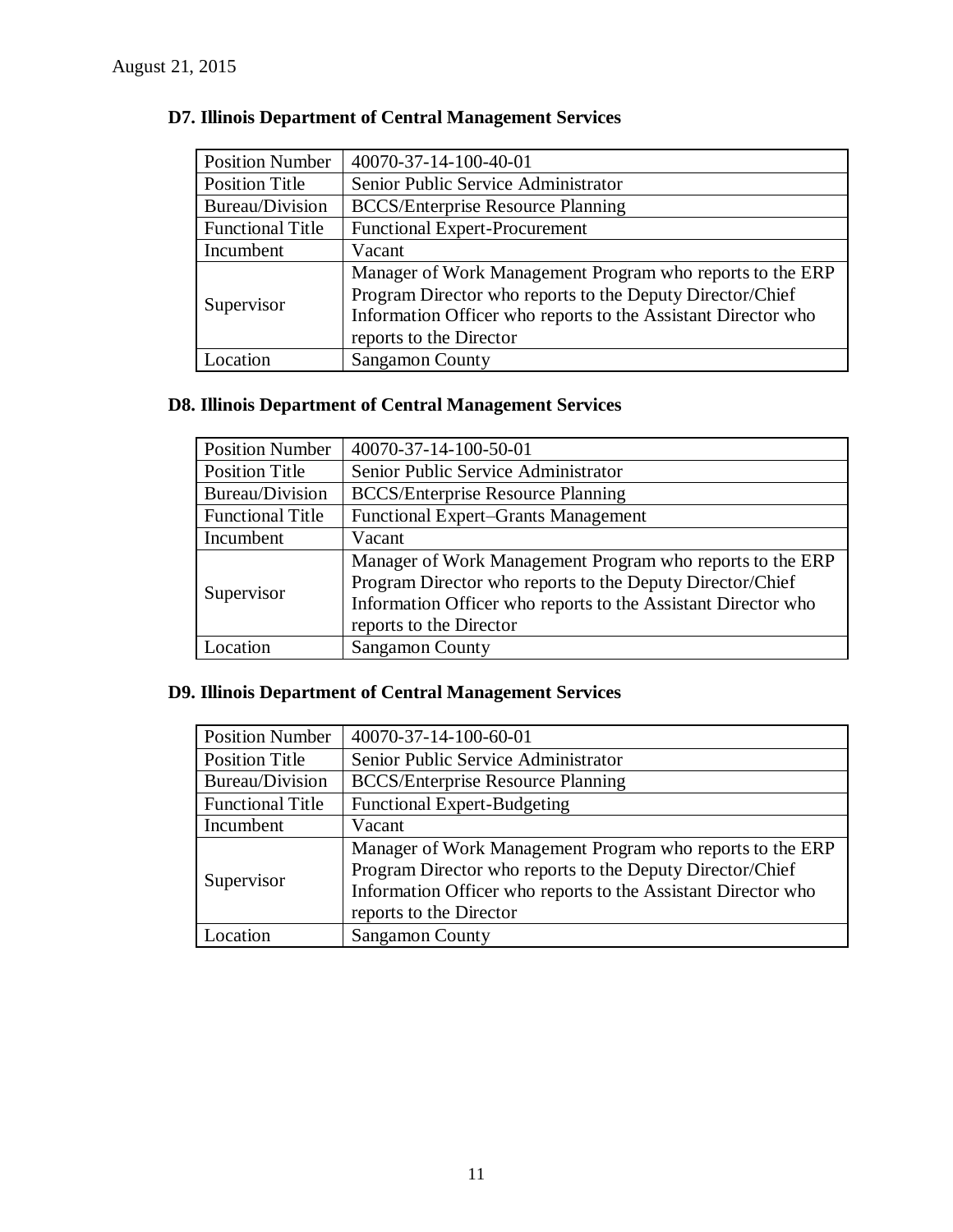August 21, 2015

### D7. Illinois Department of Central Management Services

| Position Number | 40070-37-14-100-40-01 |
|---|---|
| Position Title | Senior Public Service Administrator |
| Bureau/Division | BCCS/Enterprise Resource Planning |
| Functional Title | Functional Expert-Procurement |
| Incumbent | Vacant |
| Supervisor | Manager of Work Management Program who reports to the ERP Program Director who reports to the Deputy Director/Chief Information Officer who reports to the Assistant Director who reports to the Director |
| Location | Sangamon County |

### D8. Illinois Department of Central Management Services

| Position Number | 40070-37-14-100-50-01 |
|---|---|
| Position Title | Senior Public Service Administrator |
| Bureau/Division | BCCS/Enterprise Resource Planning |
| Functional Title | Functional Expert–Grants Management |
| Incumbent | Vacant |
| Supervisor | Manager of Work Management Program who reports to the ERP Program Director who reports to the Deputy Director/Chief Information Officer who reports to the Assistant Director who reports to the Director |
| Location | Sangamon County |

### D9. Illinois Department of Central Management Services

| Position Number | 40070-37-14-100-60-01 |
|---|---|
| Position Title | Senior Public Service Administrator |
| Bureau/Division | BCCS/Enterprise Resource Planning |
| Functional Title | Functional Expert-Budgeting |
| Incumbent | Vacant |
| Supervisor | Manager of Work Management Program who reports to the ERP Program Director who reports to the Deputy Director/Chief Information Officer who reports to the Assistant Director who reports to the Director |
| Location | Sangamon County |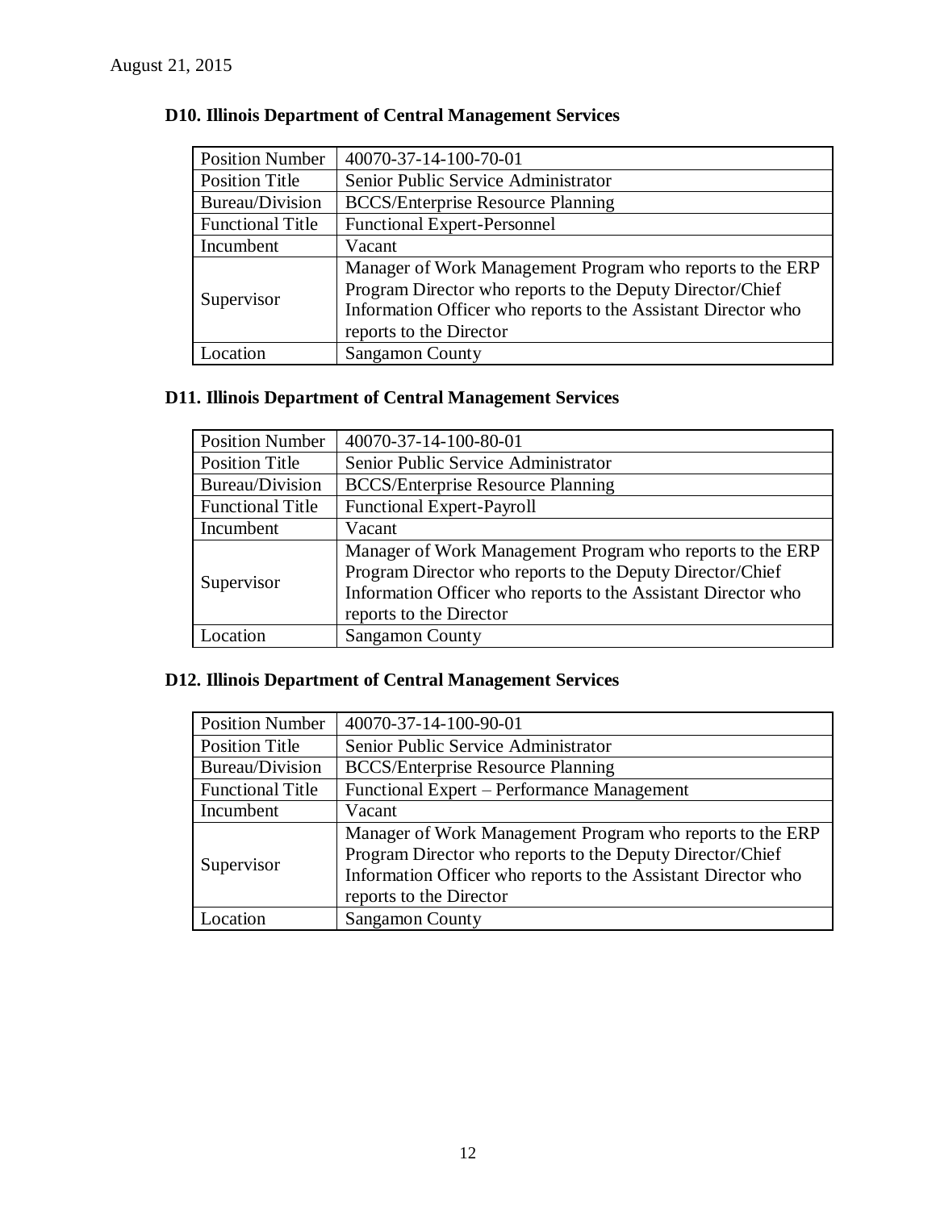August 21, 2015

### D10. Illinois Department of Central Management Services

| Position Number | 40070-37-14-100-70-01 |
|---|---|
| Position Title | Senior Public Service Administrator |
| Bureau/Division | BCCS/Enterprise Resource Planning |
| Functional Title | Functional Expert-Personnel |
| Incumbent | Vacant |
| Supervisor | Manager of Work Management Program who reports to the ERP Program Director who reports to the Deputy Director/Chief Information Officer who reports to the Assistant Director who reports to the Director |
| Location | Sangamon County |

### D11. Illinois Department of Central Management Services

| Position Number | 40070-37-14-100-80-01 |
|---|---|
| Position Title | Senior Public Service Administrator |
| Bureau/Division | BCCS/Enterprise Resource Planning |
| Functional Title | Functional Expert-Payroll |
| Incumbent | Vacant |
| Supervisor | Manager of Work Management Program who reports to the ERP Program Director who reports to the Deputy Director/Chief Information Officer who reports to the Assistant Director who reports to the Director |
| Location | Sangamon County |

### D12. Illinois Department of Central Management Services

| Position Number | 40070-37-14-100-90-01 |
|---|---|
| Position Title | Senior Public Service Administrator |
| Bureau/Division | BCCS/Enterprise Resource Planning |
| Functional Title | Functional Expert – Performance Management |
| Incumbent | Vacant |
| Supervisor | Manager of Work Management Program who reports to the ERP Program Director who reports to the Deputy Director/Chief Information Officer who reports to the Assistant Director who reports to the Director |
| Location | Sangamon County |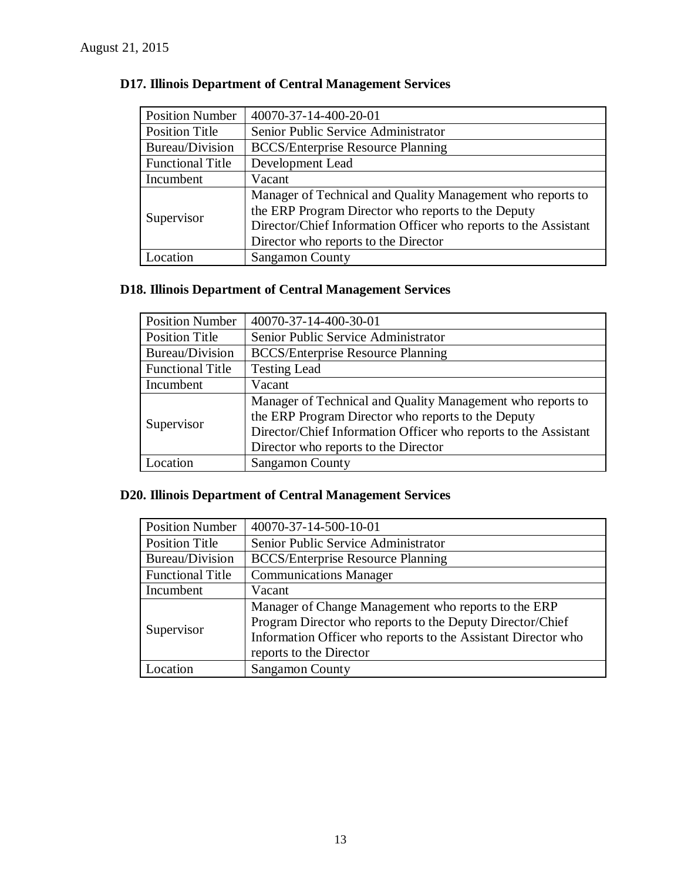August 21, 2015

### D17. Illinois Department of Central Management Services

| Position Number | 40070-37-14-400-20-01 |
|---|---|
| Position Title | Senior Public Service Administrator |
| Bureau/Division | BCCS/Enterprise Resource Planning |
| Functional Title | Development Lead |
| Incumbent | Vacant |
| Supervisor | Manager of Technical and Quality Management who reports to the ERP Program Director who reports to the Deputy Director/Chief Information Officer who reports to the Assistant Director who reports to the Director |
| Location | Sangamon County |

### D18. Illinois Department of Central Management Services

| Position Number | 40070-37-14-400-30-01 |
|---|---|
| Position Title | Senior Public Service Administrator |
| Bureau/Division | BCCS/Enterprise Resource Planning |
| Functional Title | Testing Lead |
| Incumbent | Vacant |
| Supervisor | Manager of Technical and Quality Management who reports to the ERP Program Director who reports to the Deputy Director/Chief Information Officer who reports to the Assistant Director who reports to the Director |
| Location | Sangamon County |

### D20. Illinois Department of Central Management Services

| Position Number | 40070-37-14-500-10-01 |
|---|---|
| Position Title | Senior Public Service Administrator |
| Bureau/Division | BCCS/Enterprise Resource Planning |
| Functional Title | Communications Manager |
| Incumbent | Vacant |
| Supervisor | Manager of Change Management who reports to the ERP Program Director who reports to the Deputy Director/Chief Information Officer who reports to the Assistant Director who reports to the Director |
| Location | Sangamon County |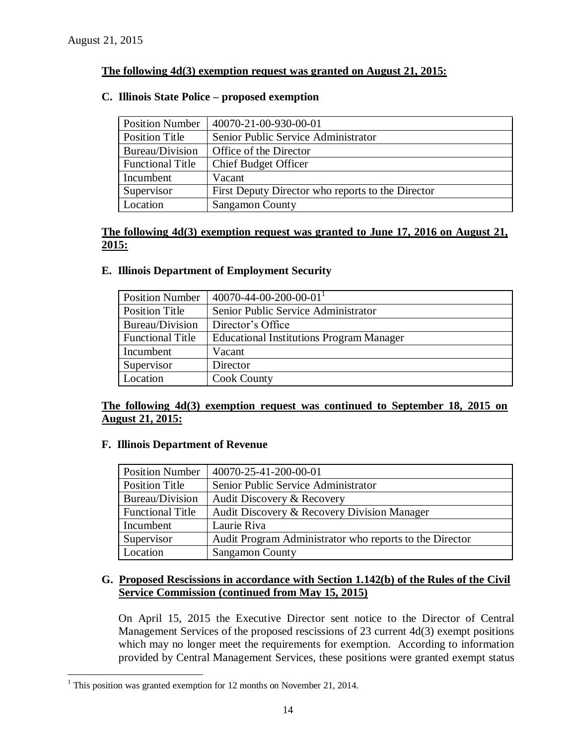August 21, 2015

**The following 4d(3) exemption request was granted on August 21, 2015:**

### C. Illinois State Police – proposed exemption

| Position Number | 40070-21-00-930-00-01 |
|---|---|
| Position Title | Senior Public Service Administrator |
| Bureau/Division | Office of the Director |
| Functional Title | Chief Budget Officer |
| Incumbent | Vacant |
| Supervisor | First Deputy Director who reports to the Director |
| Location | Sangamon County |

**The following 4d(3) exemption request was granted to June 17, 2016 on August 21, 2015:**

### E. Illinois Department of Employment Security

| Position Number | 40070-44-00-200-00-01[1] |
|---|---|
| Position Title | Senior Public Service Administrator |
| Bureau/Division | Director's Office |
| Functional Title | Educational Institutions Program Manager |
| Incumbent | Vacant |
| Supervisor | Director |
| Location | Cook County |

**The following 4d(3) exemption request was continued to September 18, 2015 on August 21, 2015:**

### F. Illinois Department of Revenue

| Position Number | 40070-25-41-200-00-01 |
|---|---|
| Position Title | Senior Public Service Administrator |
| Bureau/Division | Audit Discovery & Recovery |
| Functional Title | Audit Discovery & Recovery Division Manager |
| Incumbent | Laurie Riva |
| Supervisor | Audit Program Administrator who reports to the Director |
| Location | Sangamon County |

### G. Proposed Rescissions in accordance with Section 1.142(b) of the Rules of the Civil Service Commission (continued from May 15, 2015)

On April 15, 2015 the Executive Director sent notice to the Director of Central Management Services of the proposed rescissions of 23 current 4d(3) exempt positions which may no longer meet the requirements for exemption. According to information provided by Central Management Services, these positions were granted exempt status

[1] This position was granted exemption for 12 months on November 21, 2014.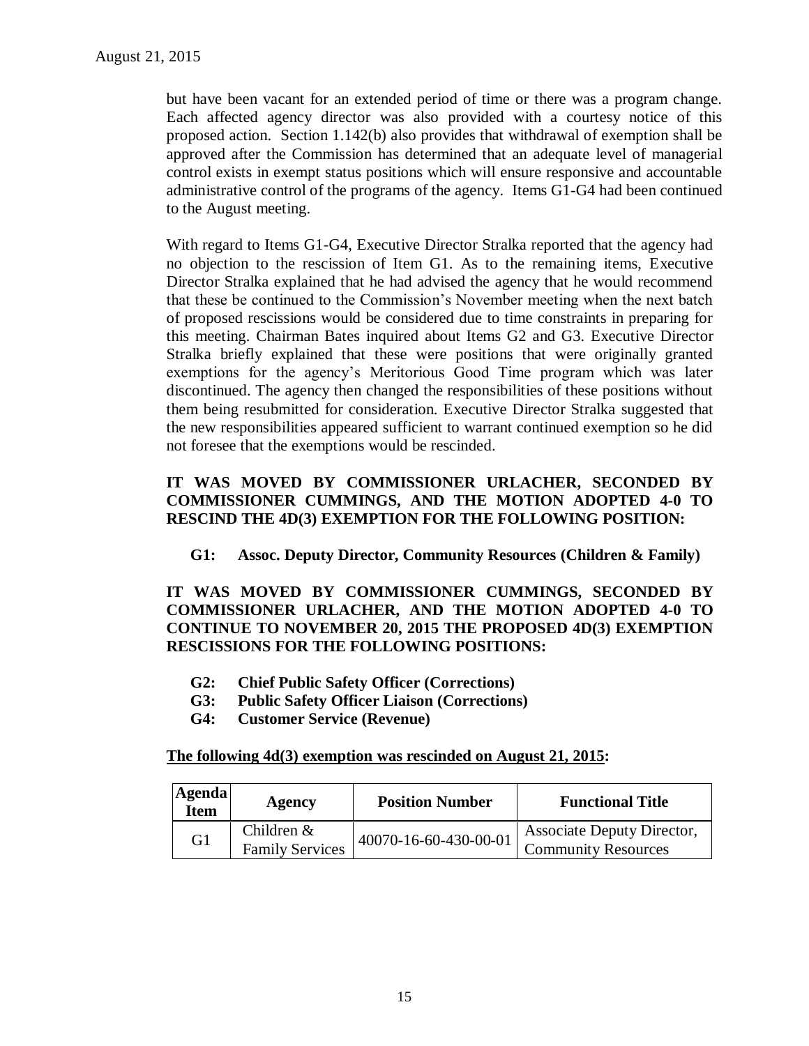but have been vacant for an extended period of time or there was a program change. Each affected agency director was also provided with a courtesy notice of this proposed action. Section 1.142(b) also provides that withdrawal of exemption shall be approved after the Commission has determined that an adequate level of managerial control exists in exempt status positions which will ensure responsive and accountable administrative control of the programs of the agency. Items G1-G4 had been continued to the August meeting.

With regard to Items G1-G4, Executive Director Stralka reported that the agency had no objection to the rescission of Item G1. As to the remaining items, Executive Director Stralka explained that he had advised the agency that he would recommend that these be continued to the Commission's November meeting when the next batch of proposed rescissions would be considered due to time constraints in preparing for this meeting. Chairman Bates inquired about Items G2 and G3. Executive Director Stralka briefly explained that these were positions that were originally granted exemptions for the agency's Meritorious Good Time program which was later discontinued. The agency then changed the responsibilities of these positions without them being resubmitted for consideration. Executive Director Stralka suggested that the new responsibilities appeared sufficient to warrant continued exemption so he did not foresee that the exemptions would be rescinded.

**IT WAS MOVED BY COMMISSIONER URLACHER, SECONDED BY COMMISSIONER CUMMINGS, AND THE MOTION ADOPTED 4-0 TO RESCIND THE 4D(3) EXEMPTION FOR THE FOLLOWING POSITION:**

**G1: Assoc. Deputy Director, Community Resources (Children & Family)**

**IT WAS MOVED BY COMMISSIONER CUMMINGS, SECONDED BY COMMISSIONER URLACHER, AND THE MOTION ADOPTED 4-0 TO CONTINUE TO NOVEMBER 20, 2015 THE PROPOSED 4D(3) EXEMPTION RESCISSIONS FOR THE FOLLOWING POSITIONS:**

- **G2: Chief Public Safety Officer (Corrections)**
- **G3: Public Safety Officer Liaison (Corrections)**
- **G4: Customer Service (Revenue)**

**The following 4d(3) exemption was rescinded on August 21, 2015:**

| Agenda Item | Agency | Position Number | Functional Title |
|---|---|---|---|
| G1 | Children & Family Services | 40070-16-60-430-00-01 | Associate Deputy Director, Community Resources |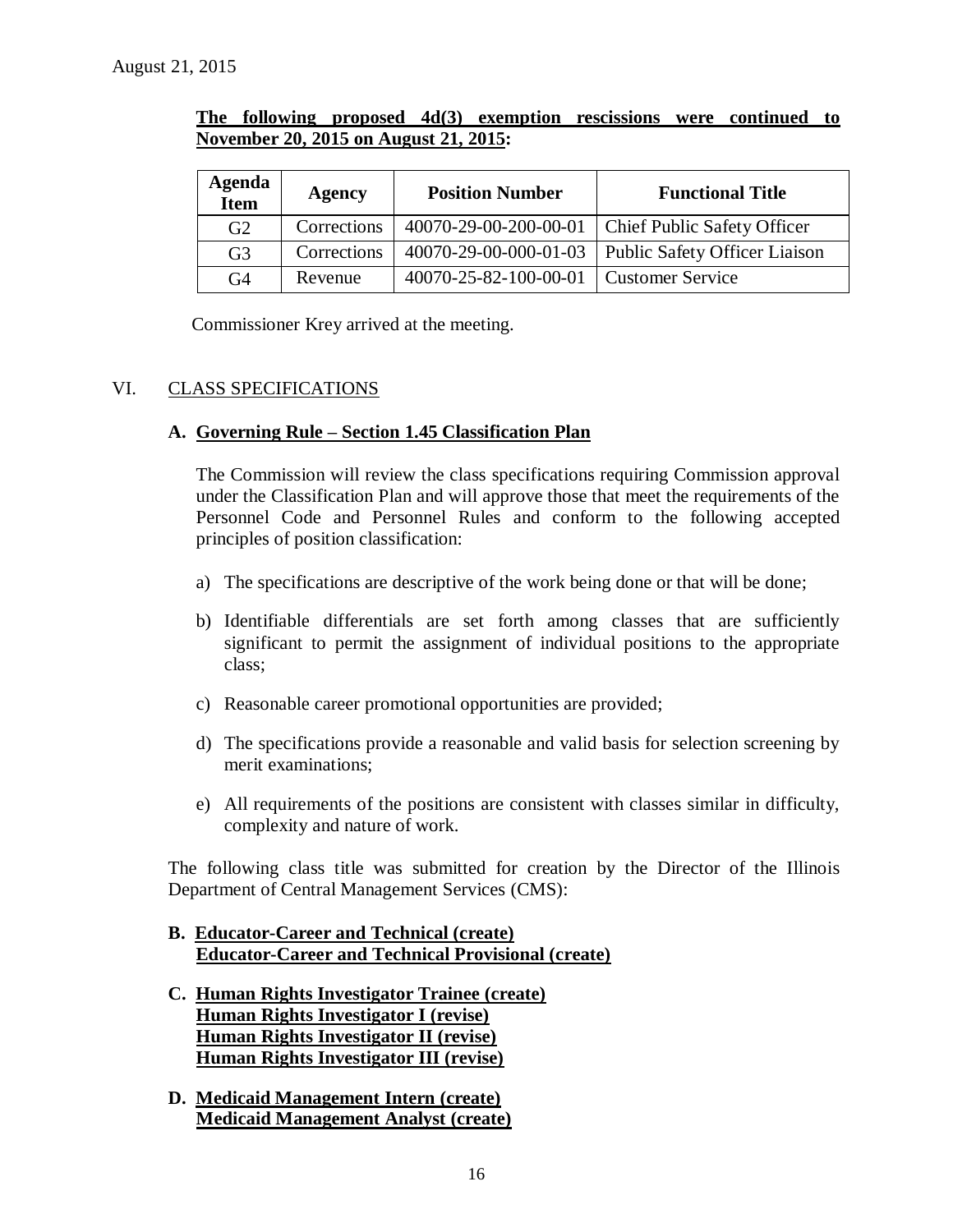August 21, 2015

**The following proposed 4d(3) exemption rescissions were continued to November 20, 2015 on August 21, 2015:**

| Agenda Item | Agency | Position Number | Functional Title |
|---|---|---|---|
| G2 | Corrections | 40070-29-00-200-00-01 | Chief Public Safety Officer |
| G3 | Corrections | 40070-29-00-000-01-03 | Public Safety Officer Liaison |
| G4 | Revenue | 40070-25-82-100-00-01 | Customer Service |

Commissioner Krey arrived at the meeting.

## VI. CLASS SPECIFICATIONS

### A. Governing Rule – Section 1.45 Classification Plan

The Commission will review the class specifications requiring Commission approval under the Classification Plan and will approve those that meet the requirements of the Personnel Code and Personnel Rules and conform to the following accepted principles of position classification:

a) The specifications are descriptive of the work being done or that will be done;

b) Identifiable differentials are set forth among classes that are sufficiently significant to permit the assignment of individual positions to the appropriate class;

c) Reasonable career promotional opportunities are provided;

d) The specifications provide a reasonable and valid basis for selection screening by merit examinations;

e) All requirements of the positions are consistent with classes similar in difficulty, complexity and nature of work.

The following class title was submitted for creation by the Director of the Illinois Department of Central Management Services (CMS):

### B. Educator-Career and Technical (create)
**Educator-Career and Technical Provisional (create)**

### C. Human Rights Investigator Trainee (create)
**Human Rights Investigator I (revise)**
**Human Rights Investigator II (revise)**
**Human Rights Investigator III (revise)**

### D. Medicaid Management Intern (create)
**Medicaid Management Analyst (create)**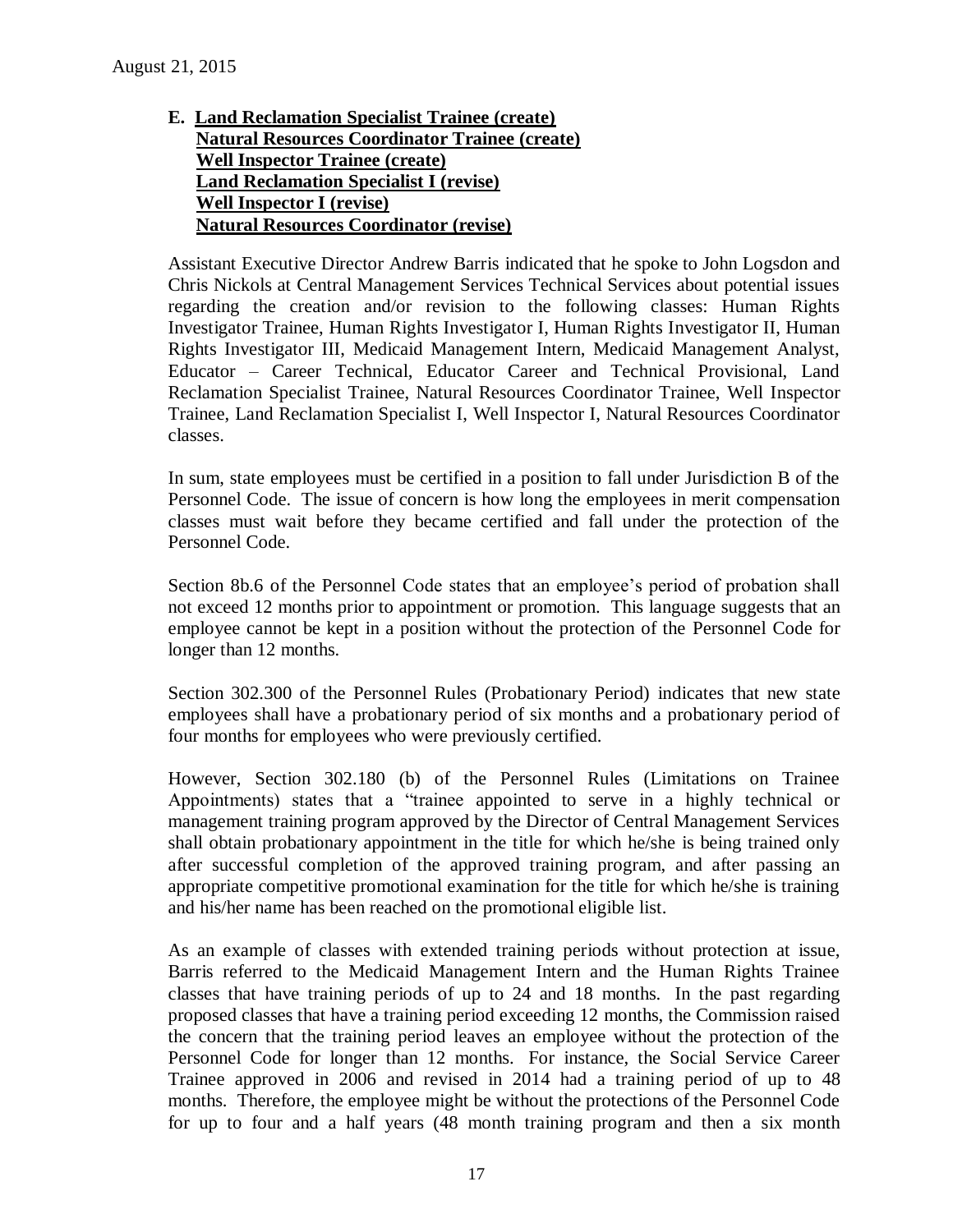**E. <u>Land Reclamation Specialist Trainee (create)</u>**
**<u>Natural Resources Coordinator Trainee (create)</u>**
**<u>Well Inspector Trainee (create)</u>**
**<u>Land Reclamation Specialist I (revise)</u>**
**<u>Well Inspector I (revise)</u>**
**<u>Natural Resources Coordinator (revise)</u>**

Assistant Executive Director Andrew Barris indicated that he spoke to John Logsdon and Chris Nickols at Central Management Services Technical Services about potential issues regarding the creation and/or revision to the following classes: Human Rights Investigator Trainee, Human Rights Investigator I, Human Rights Investigator II, Human Rights Investigator III, Medicaid Management Intern, Medicaid Management Analyst, Educator – Career Technical, Educator Career and Technical Provisional, Land Reclamation Specialist Trainee, Natural Resources Coordinator Trainee, Well Inspector Trainee, Land Reclamation Specialist I, Well Inspector I, Natural Resources Coordinator classes.

In sum, state employees must be certified in a position to fall under Jurisdiction B of the Personnel Code. The issue of concern is how long the employees in merit compensation classes must wait before they became certified and fall under the protection of the Personnel Code.

Section 8b.6 of the Personnel Code states that an employee's period of probation shall not exceed 12 months prior to appointment or promotion. This language suggests that an employee cannot be kept in a position without the protection of the Personnel Code for longer than 12 months.

Section 302.300 of the Personnel Rules (Probationary Period) indicates that new state employees shall have a probationary period of six months and a probationary period of four months for employees who were previously certified.

However, Section 302.180 (b) of the Personnel Rules (Limitations on Trainee Appointments) states that a "trainee appointed to serve in a highly technical or management training program approved by the Director of Central Management Services shall obtain probationary appointment in the title for which he/she is being trained only after successful completion of the approved training program, and after passing an appropriate competitive promotional examination for the title for which he/she is training and his/her name has been reached on the promotional eligible list.

As an example of classes with extended training periods without protection at issue, Barris referred to the Medicaid Management Intern and the Human Rights Trainee classes that have training periods of up to 24 and 18 months. In the past regarding proposed classes that have a training period exceeding 12 months, the Commission raised the concern that the training period leaves an employee without the protection of the Personnel Code for longer than 12 months. For instance, the Social Service Career Trainee approved in 2006 and revised in 2014 had a training period of up to 48 months. Therefore, the employee might be without the protections of the Personnel Code for up to four and a half years (48 month training program and then a six month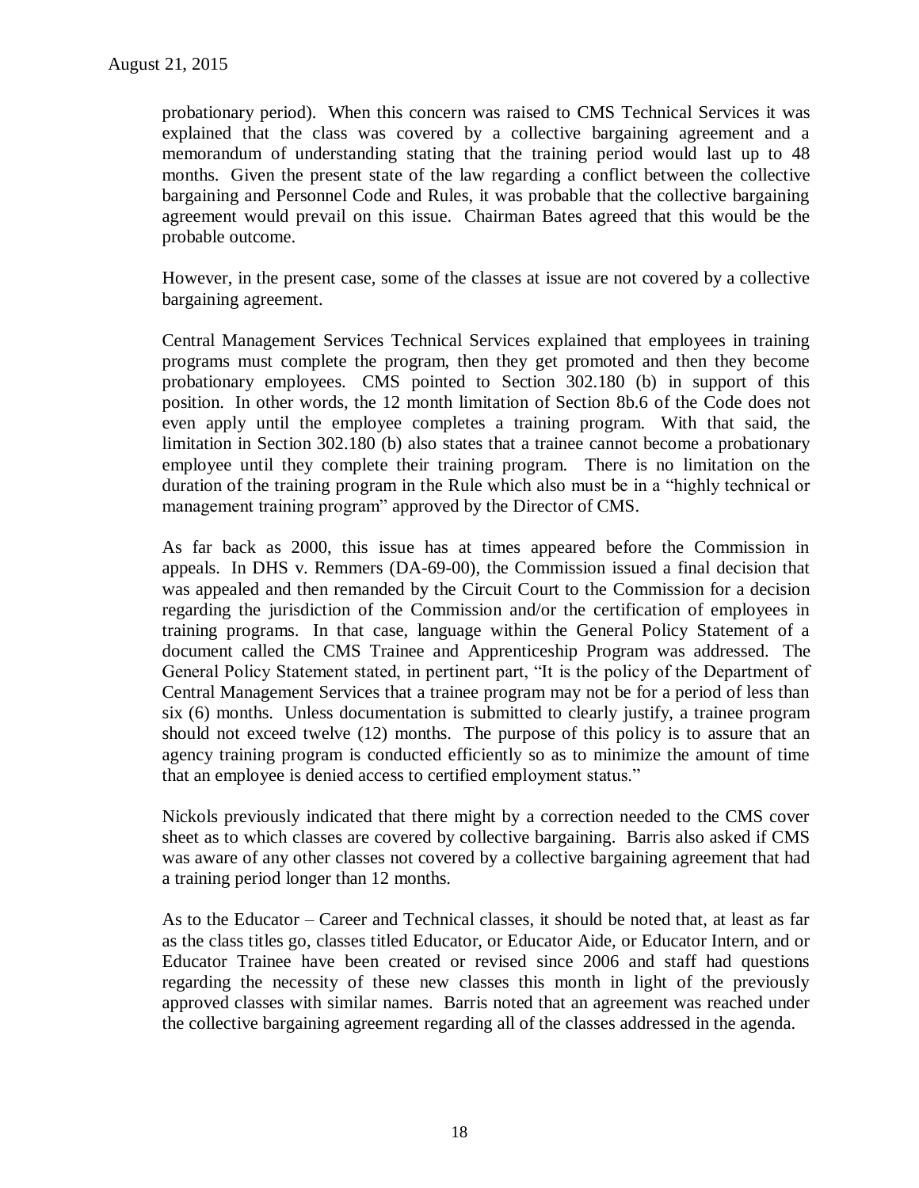probationary period). When this concern was raised to CMS Technical Services it was explained that the class was covered by a collective bargaining agreement and a memorandum of understanding stating that the training period would last up to 48 months. Given the present state of the law regarding a conflict between the collective bargaining and Personnel Code and Rules, it was probable that the collective bargaining agreement would prevail on this issue. Chairman Bates agreed that this would be the probable outcome.

However, in the present case, some of the classes at issue are not covered by a collective bargaining agreement.

Central Management Services Technical Services explained that employees in training programs must complete the program, then they get promoted and then they become probationary employees. CMS pointed to Section 302.180 (b) in support of this position. In other words, the 12 month limitation of Section 8b.6 of the Code does not even apply until the employee completes a training program. With that said, the limitation in Section 302.180 (b) also states that a trainee cannot become a probationary employee until they complete their training program. There is no limitation on the duration of the training program in the Rule which also must be in a "highly technical or management training program" approved by the Director of CMS.

As far back as 2000, this issue has at times appeared before the Commission in appeals. In DHS v. Remmers (DA-69-00), the Commission issued a final decision that was appealed and then remanded by the Circuit Court to the Commission for a decision regarding the jurisdiction of the Commission and/or the certification of employees in training programs. In that case, language within the General Policy Statement of a document called the CMS Trainee and Apprenticeship Program was addressed. The General Policy Statement stated, in pertinent part, "It is the policy of the Department of Central Management Services that a trainee program may not be for a period of less than six (6) months. Unless documentation is submitted to clearly justify, a trainee program should not exceed twelve (12) months. The purpose of this policy is to assure that an agency training program is conducted efficiently so as to minimize the amount of time that an employee is denied access to certified employment status."

Nickols previously indicated that there might by a correction needed to the CMS cover sheet as to which classes are covered by collective bargaining. Barris also asked if CMS was aware of any other classes not covered by a collective bargaining agreement that had a training period longer than 12 months.

As to the Educator – Career and Technical classes, it should be noted that, at least as far as the class titles go, classes titled Educator, or Educator Aide, or Educator Intern, and or Educator Trainee have been created or revised since 2006 and staff had questions regarding the necessity of these new classes this month in light of the previously approved classes with similar names. Barris noted that an agreement was reached under the collective bargaining agreement regarding all of the classes addressed in the agenda.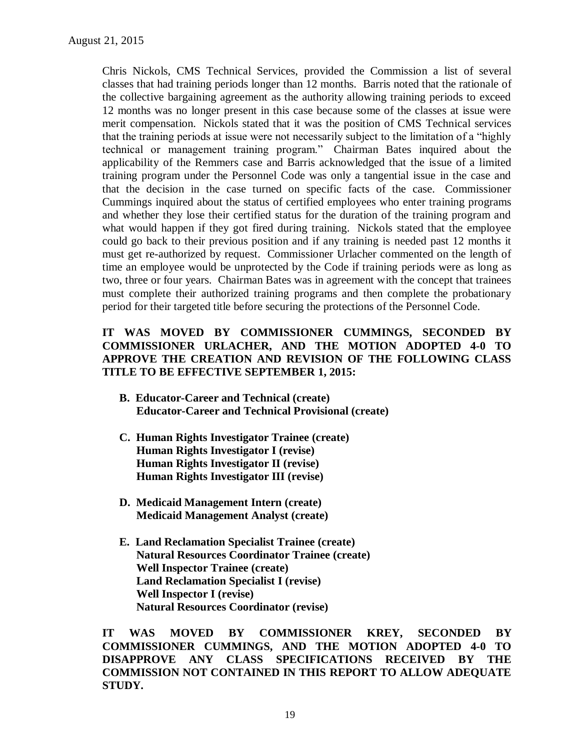Chris Nickols, CMS Technical Services, provided the Commission a list of several classes that had training periods longer than 12 months. Barris noted that the rationale of the collective bargaining agreement as the authority allowing training periods to exceed 12 months was no longer present in this case because some of the classes at issue were merit compensation. Nickols stated that it was the position of CMS Technical services that the training periods at issue were not necessarily subject to the limitation of a "highly technical or management training program." Chairman Bates inquired about the applicability of the Remmers case and Barris acknowledged that the issue of a limited training program under the Personnel Code was only a tangential issue in the case and that the decision in the case turned on specific facts of the case. Commissioner Cummings inquired about the status of certified employees who enter training programs and whether they lose their certified status for the duration of the training program and what would happen if they got fired during training. Nickols stated that the employee could go back to their previous position and if any training is needed past 12 months it must get re-authorized by request. Commissioner Urlacher commented on the length of time an employee would be unprotected by the Code if training periods were as long as two, three or four years. Chairman Bates was in agreement with the concept that trainees must complete their authorized training programs and then complete the probationary period for their targeted title before securing the protections of the Personnel Code.

**IT WAS MOVED BY COMMISSIONER CUMMINGS, SECONDED BY COMMISSIONER URLACHER, AND THE MOTION ADOPTED 4-0 TO APPROVE THE CREATION AND REVISION OF THE FOLLOWING CLASS TITLE TO BE EFFECTIVE SEPTEMBER 1, 2015:**

**B. Educator-Career and Technical (create)**
**Educator-Career and Technical Provisional (create)**

**C. Human Rights Investigator Trainee (create)**
**Human Rights Investigator I (revise)**
**Human Rights Investigator II (revise)**
**Human Rights Investigator III (revise)**

**D. Medicaid Management Intern (create)**
**Medicaid Management Analyst (create)**

**E. Land Reclamation Specialist Trainee (create)**
**Natural Resources Coordinator Trainee (create)**
**Well Inspector Trainee (create)**
**Land Reclamation Specialist I (revise)**
**Well Inspector I (revise)**
**Natural Resources Coordinator (revise)**

**IT WAS MOVED BY COMMISSIONER KREY, SECONDED BY COMMISSIONER CUMMINGS, AND THE MOTION ADOPTED 4-0 TO DISAPPROVE ANY CLASS SPECIFICATIONS RECEIVED BY THE COMMISSION NOT CONTAINED IN THIS REPORT TO ALLOW ADEQUATE STUDY.**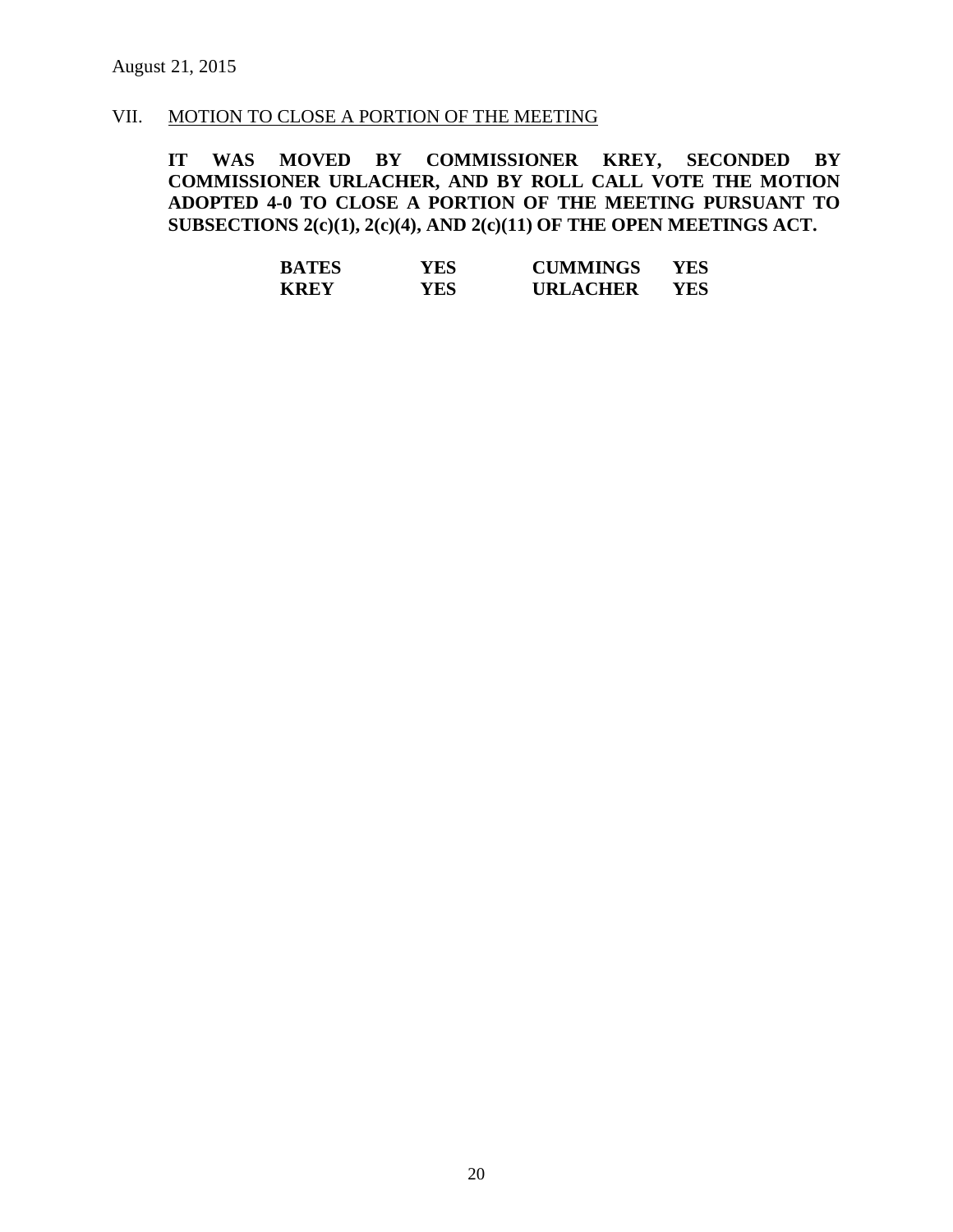August 21, 2015

VII. MOTION TO CLOSE A PORTION OF THE MEETING

**IT WAS MOVED BY COMMISSIONER KREY, SECONDED BY COMMISSIONER URLACHER, AND BY ROLL CALL VOTE THE MOTION ADOPTED 4-0 TO CLOSE A PORTION OF THE MEETING PURSUANT TO SUBSECTIONS 2(c)(1), 2(c)(4), AND 2(c)(11) OF THE OPEN MEETINGS ACT.**

| | | | |
|---|---|---|---|
| **BATES** | **YES** | **CUMMINGS** | **YES** |
| **KREY** | **YES** | **URLACHER** | **YES** |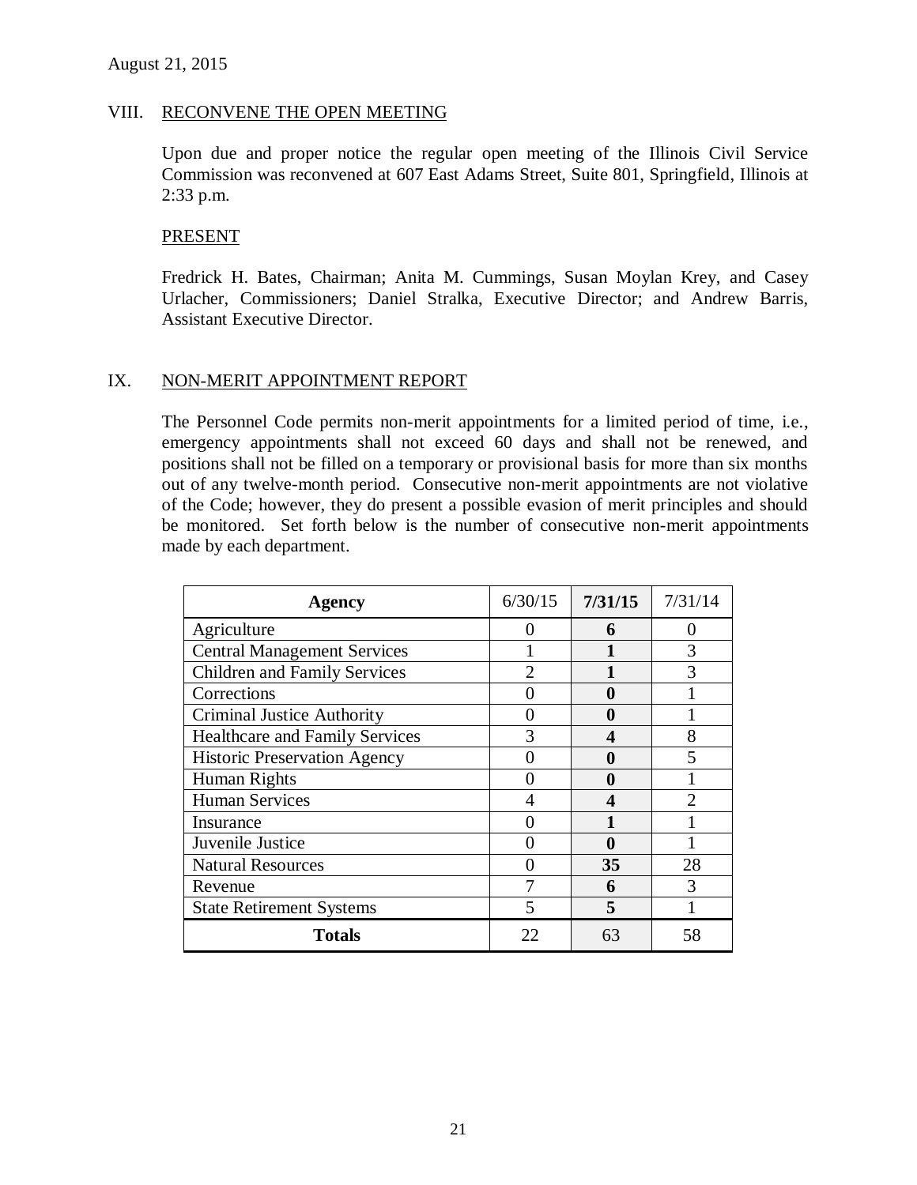August 21, 2015

## VIII. RECONVENE THE OPEN MEETING

Upon due and proper notice the regular open meeting of the Illinois Civil Service Commission was reconvened at 607 East Adams Street, Suite 801, Springfield, Illinois at 2:33 p.m.

### PRESENT

Fredrick H. Bates, Chairman; Anita M. Cummings, Susan Moylan Krey, and Casey Urlacher, Commissioners; Daniel Stralka, Executive Director; and Andrew Barris, Assistant Executive Director.

## IX. NON-MERIT APPOINTMENT REPORT

The Personnel Code permits non-merit appointments for a limited period of time, i.e., emergency appointments shall not exceed 60 days and shall not be renewed, and positions shall not be filled on a temporary or provisional basis for more than six months out of any twelve-month period. Consecutive non-merit appointments are not violative of the Code; however, they do present a possible evasion of merit principles and should be monitored. Set forth below is the number of consecutive non-merit appointments made by each department.

| Agency | 6/30/15 | **7/31/15** | 7/31/14 |
|---|---|---|---|
| Agriculture | 0 | **6** | 0 |
| Central Management Services | 1 | **1** | 3 |
| Children and Family Services | 2 | **1** | 3 |
| Corrections | 0 | **0** | 1 |
| Criminal Justice Authority | 0 | **0** | 1 |
| Healthcare and Family Services | 3 | **4** | 8 |
| Historic Preservation Agency | 0 | **0** | 5 |
| Human Rights | 0 | **0** | 1 |
| Human Services | 4 | **4** | 2 |
| Insurance | 0 | **1** | 1 |
| Juvenile Justice | 0 | **0** | 1 |
| Natural Resources | 0 | **35** | 28 |
| Revenue | 7 | **6** | 3 |
| State Retirement Systems | 5 | **5** | 1 |
| **Totals** | 22 | 63 | 58 |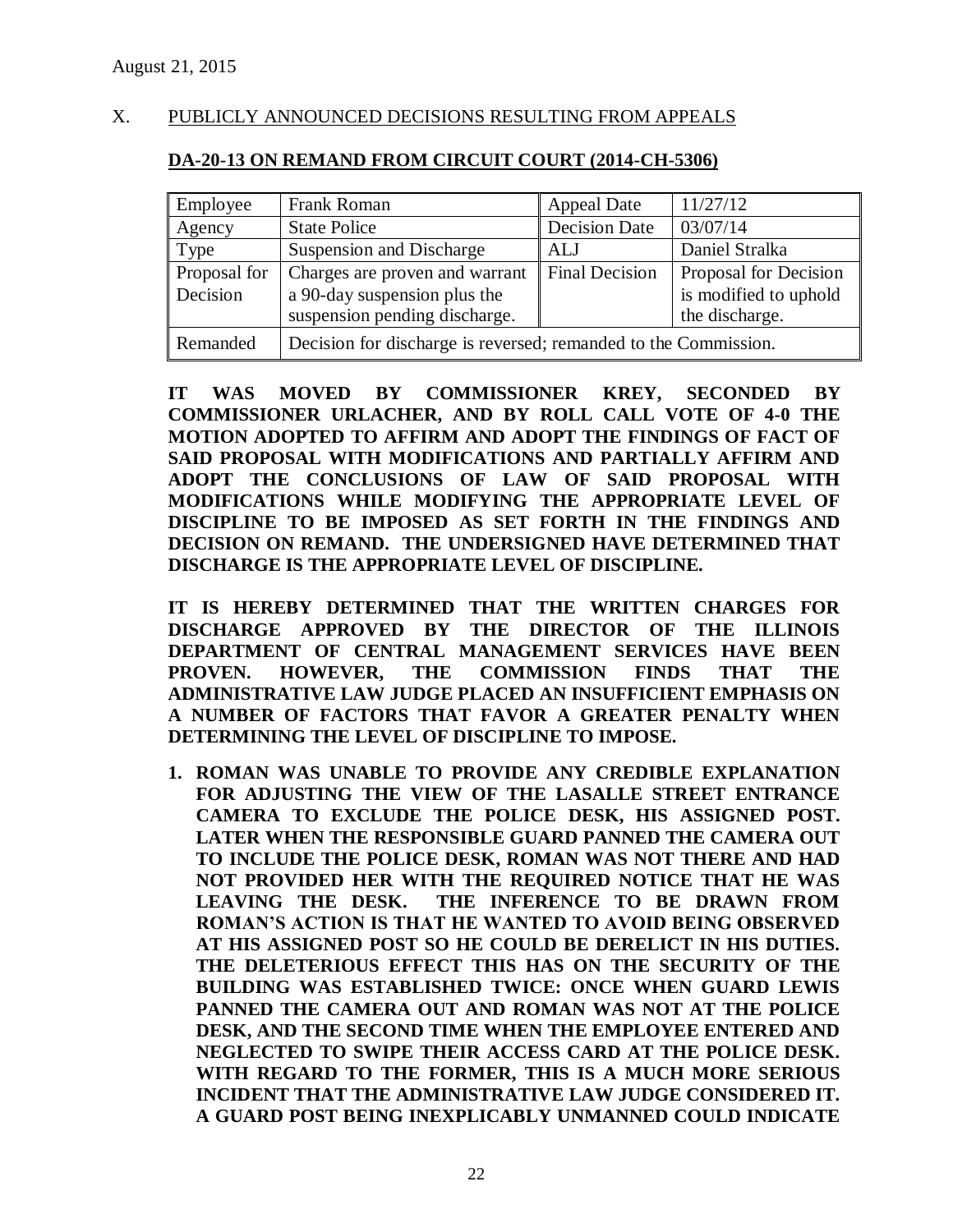## X. PUBLICLY ANNOUNCED DECISIONS RESULTING FROM APPEALS

**DA-20-13 ON REMAND FROM CIRCUIT COURT (2014-CH-5306)**

| Employee | Frank Roman | Appeal Date | 11/27/12 |
|---|---|---|---|
| Agency | State Police | Decision Date | 03/07/14 |
| Type | Suspension and Discharge | ALJ | Daniel Stralka |
| Proposal for Decision | Charges are proven and warrant a 90-day suspension plus the suspension pending discharge. | Final Decision | Proposal for Decision is modified to uphold the discharge. |
| Remanded | Decision for discharge is reversed; remanded to the Commission. | | |

**IT WAS MOVED BY COMMISSIONER KREY, SECONDED BY COMMISSIONER URLACHER, AND BY ROLL CALL VOTE OF 4-0 THE MOTION ADOPTED TO AFFIRM AND ADOPT THE FINDINGS OF FACT OF SAID PROPOSAL WITH MODIFICATIONS AND PARTIALLY AFFIRM AND ADOPT THE CONCLUSIONS OF LAW OF SAID PROPOSAL WITH MODIFICATIONS WHILE MODIFYING THE APPROPRIATE LEVEL OF DISCIPLINE TO BE IMPOSED AS SET FORTH IN THE FINDINGS AND DECISION ON REMAND. THE UNDERSIGNED HAVE DETERMINED THAT DISCHARGE IS THE APPROPRIATE LEVEL OF DISCIPLINE.**

**IT IS HEREBY DETERMINED THAT THE WRITTEN CHARGES FOR DISCHARGE APPROVED BY THE DIRECTOR OF THE ILLINOIS DEPARTMENT OF CENTRAL MANAGEMENT SERVICES HAVE BEEN PROVEN. HOWEVER, THE COMMISSION FINDS THAT THE ADMINISTRATIVE LAW JUDGE PLACED AN INSUFFICIENT EMPHASIS ON A NUMBER OF FACTORS THAT FAVOR A GREATER PENALTY WHEN DETERMINING THE LEVEL OF DISCIPLINE TO IMPOSE.**

1. **ROMAN WAS UNABLE TO PROVIDE ANY CREDIBLE EXPLANATION FOR ADJUSTING THE VIEW OF THE LASALLE STREET ENTRANCE CAMERA TO EXCLUDE THE POLICE DESK, HIS ASSIGNED POST. LATER WHEN THE RESPONSIBLE GUARD PANNED THE CAMERA OUT TO INCLUDE THE POLICE DESK, ROMAN WAS NOT THERE AND HAD NOT PROVIDED HER WITH THE REQUIRED NOTICE THAT HE WAS LEAVING THE DESK. THE INFERENCE TO BE DRAWN FROM ROMAN'S ACTION IS THAT HE WANTED TO AVOID BEING OBSERVED AT HIS ASSIGNED POST SO HE COULD BE DERELICT IN HIS DUTIES. THE DELETERIOUS EFFECT THIS HAS ON THE SECURITY OF THE BUILDING WAS ESTABLISHED TWICE: ONCE WHEN GUARD LEWIS PANNED THE CAMERA OUT AND ROMAN WAS NOT AT THE POLICE DESK, AND THE SECOND TIME WHEN THE EMPLOYEE ENTERED AND NEGLECTED TO SWIPE THEIR ACCESS CARD AT THE POLICE DESK. WITH REGARD TO THE FORMER, THIS IS A MUCH MORE SERIOUS INCIDENT THAT THE ADMINISTRATIVE LAW JUDGE CONSIDERED IT. A GUARD POST BEING INEXPLICABLY UNMANNED COULD INDICATE**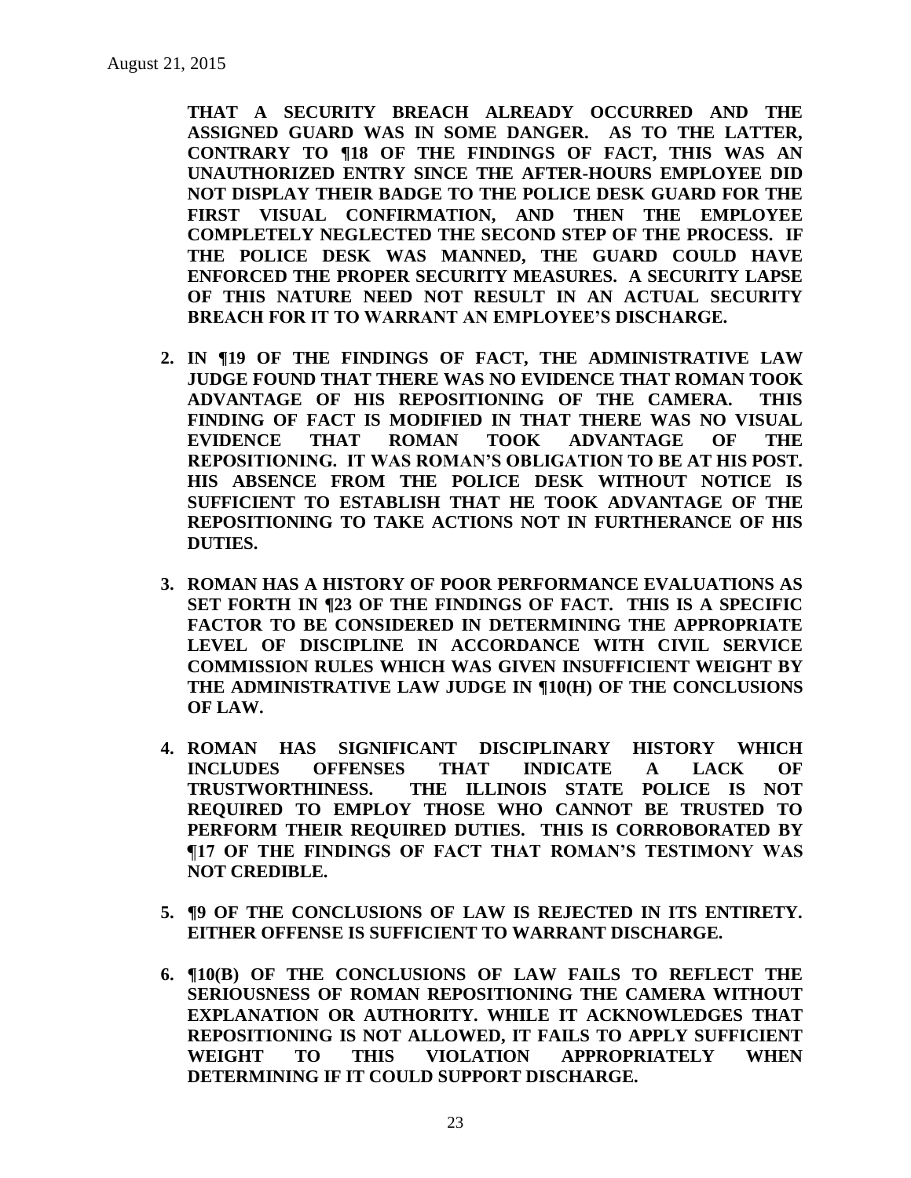**THAT A SECURITY BREACH ALREADY OCCURRED AND THE ASSIGNED GUARD WAS IN SOME DANGER. AS TO THE LATTER, CONTRARY TO ¶18 OF THE FINDINGS OF FACT, THIS WAS AN UNAUTHORIZED ENTRY SINCE THE AFTER-HOURS EMPLOYEE DID NOT DISPLAY THEIR BADGE TO THE POLICE DESK GUARD FOR THE FIRST VISUAL CONFIRMATION, AND THEN THE EMPLOYEE COMPLETELY NEGLECTED THE SECOND STEP OF THE PROCESS. IF THE POLICE DESK WAS MANNED, THE GUARD COULD HAVE ENFORCED THE PROPER SECURITY MEASURES. A SECURITY LAPSE OF THIS NATURE NEED NOT RESULT IN AN ACTUAL SECURITY BREACH FOR IT TO WARRANT AN EMPLOYEE'S DISCHARGE.**

2. **IN ¶19 OF THE FINDINGS OF FACT, THE ADMINISTRATIVE LAW JUDGE FOUND THAT THERE WAS NO EVIDENCE THAT ROMAN TOOK ADVANTAGE OF HIS REPOSITIONING OF THE CAMERA. THIS FINDING OF FACT IS MODIFIED IN THAT THERE WAS NO VISUAL EVIDENCE THAT ROMAN TOOK ADVANTAGE OF THE REPOSITIONING. IT WAS ROMAN'S OBLIGATION TO BE AT HIS POST. HIS ABSENCE FROM THE POLICE DESK WITHOUT NOTICE IS SUFFICIENT TO ESTABLISH THAT HE TOOK ADVANTAGE OF THE REPOSITIONING TO TAKE ACTIONS NOT IN FURTHERANCE OF HIS DUTIES.**

3. **ROMAN HAS A HISTORY OF POOR PERFORMANCE EVALUATIONS AS SET FORTH IN ¶23 OF THE FINDINGS OF FACT. THIS IS A SPECIFIC FACTOR TO BE CONSIDERED IN DETERMINING THE APPROPRIATE LEVEL OF DISCIPLINE IN ACCORDANCE WITH CIVIL SERVICE COMMISSION RULES WHICH WAS GIVEN INSUFFICIENT WEIGHT BY THE ADMINISTRATIVE LAW JUDGE IN ¶10(H) OF THE CONCLUSIONS OF LAW.**

4. **ROMAN HAS SIGNIFICANT DISCIPLINARY HISTORY WHICH INCLUDES OFFENSES THAT INDICATE A LACK OF TRUSTWORTHINESS. THE ILLINOIS STATE POLICE IS NOT REQUIRED TO EMPLOY THOSE WHO CANNOT BE TRUSTED TO PERFORM THEIR REQUIRED DUTIES. THIS IS CORROBORATED BY ¶17 OF THE FINDINGS OF FACT THAT ROMAN'S TESTIMONY WAS NOT CREDIBLE.**

5. **¶9 OF THE CONCLUSIONS OF LAW IS REJECTED IN ITS ENTIRETY. EITHER OFFENSE IS SUFFICIENT TO WARRANT DISCHARGE.**

6. **¶10(B) OF THE CONCLUSIONS OF LAW FAILS TO REFLECT THE SERIOUSNESS OF ROMAN REPOSITIONING THE CAMERA WITHOUT EXPLANATION OR AUTHORITY. WHILE IT ACKNOWLEDGES THAT REPOSITIONING IS NOT ALLOWED, IT FAILS TO APPLY SUFFICIENT WEIGHT TO THIS VIOLATION APPROPRIATELY WHEN DETERMINING IF IT COULD SUPPORT DISCHARGE.**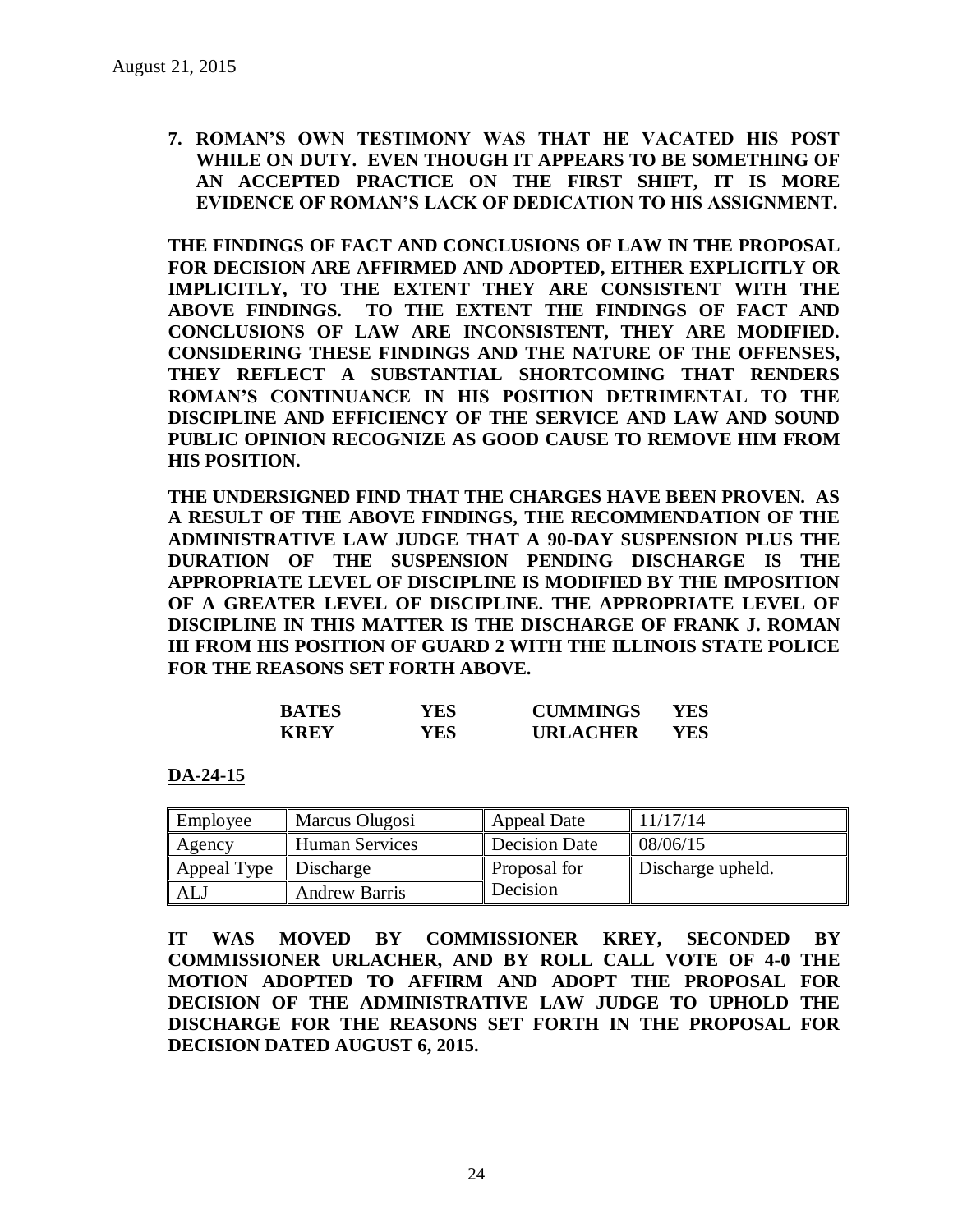August 21, 2015

**7. ROMAN'S OWN TESTIMONY WAS THAT HE VACATED HIS POST WHILE ON DUTY. EVEN THOUGH IT APPEARS TO BE SOMETHING OF AN ACCEPTED PRACTICE ON THE FIRST SHIFT, IT IS MORE EVIDENCE OF ROMAN'S LACK OF DEDICATION TO HIS ASSIGNMENT.**

**THE FINDINGS OF FACT AND CONCLUSIONS OF LAW IN THE PROPOSAL FOR DECISION ARE AFFIRMED AND ADOPTED, EITHER EXPLICITLY OR IMPLICITLY, TO THE EXTENT THEY ARE CONSISTENT WITH THE ABOVE FINDINGS. TO THE EXTENT THE FINDINGS OF FACT AND CONCLUSIONS OF LAW ARE INCONSISTENT, THEY ARE MODIFIED. CONSIDERING THESE FINDINGS AND THE NATURE OF THE OFFENSES, THEY REFLECT A SUBSTANTIAL SHORTCOMING THAT RENDERS ROMAN'S CONTINUANCE IN HIS POSITION DETRIMENTAL TO THE DISCIPLINE AND EFFICIENCY OF THE SERVICE AND LAW AND SOUND PUBLIC OPINION RECOGNIZE AS GOOD CAUSE TO REMOVE HIM FROM HIS POSITION.**

**THE UNDERSIGNED FIND THAT THE CHARGES HAVE BEEN PROVEN. AS A RESULT OF THE ABOVE FINDINGS, THE RECOMMENDATION OF THE ADMINISTRATIVE LAW JUDGE THAT A 90-DAY SUSPENSION PLUS THE DURATION OF THE SUSPENSION PENDING DISCHARGE IS THE APPROPRIATE LEVEL OF DISCIPLINE IS MODIFIED BY THE IMPOSITION OF A GREATER LEVEL OF DISCIPLINE. THE APPROPRIATE LEVEL OF DISCIPLINE IN THIS MATTER IS THE DISCHARGE OF FRANK J. ROMAN III FROM HIS POSITION OF GUARD 2 WITH THE ILLINOIS STATE POLICE FOR THE REASONS SET FORTH ABOVE.**

| | | | |
|---|---|---|---|
| **BATES** | **YES** | **CUMMINGS** | **YES** |
| **KREY** | **YES** | **URLACHER** | **YES** |

**DA-24-15**

| Employee | Marcus Olugosi | Appeal Date | 11/17/14 |
|---|---|---|---|
| Agency | Human Services | Decision Date | 08/06/15 |
| Appeal Type | Discharge | Proposal for Decision | Discharge upheld. |
| ALJ | Andrew Barris | | |

**IT WAS MOVED BY COMMISSIONER KREY, SECONDED BY COMMISSIONER URLACHER, AND BY ROLL CALL VOTE OF 4-0 THE MOTION ADOPTED TO AFFIRM AND ADOPT THE PROPOSAL FOR DECISION OF THE ADMINISTRATIVE LAW JUDGE TO UPHOLD THE DISCHARGE FOR THE REASONS SET FORTH IN THE PROPOSAL FOR DECISION DATED AUGUST 6, 2015.**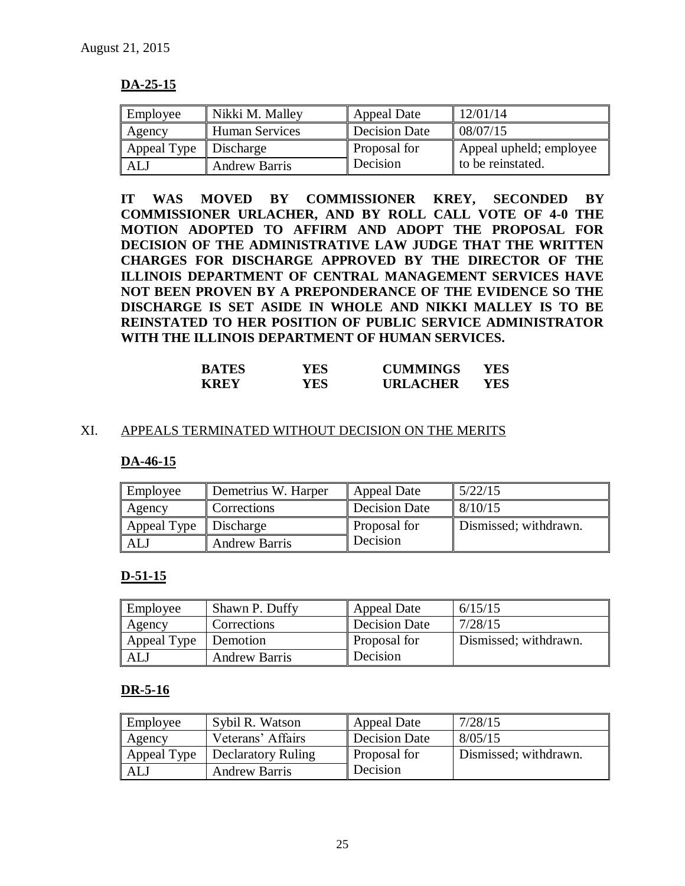August 21, 2015

### DA-25-15

| Employee | Nikki M. Malley | Appeal Date | 12/01/14 |
|---|---|---|---|
| Agency | Human Services | Decision Date | 08/07/15 |
| Appeal Type | Discharge | Proposal for Decision | Appeal upheld; employee to be reinstated. |
| ALJ | Andrew Barris | | |

**IT WAS MOVED BY COMMISSIONER KREY, SECONDED BY COMMISSIONER URLACHER, AND BY ROLL CALL VOTE OF 4-0 THE MOTION ADOPTED TO AFFIRM AND ADOPT THE PROPOSAL FOR DECISION OF THE ADMINISTRATIVE LAW JUDGE THAT THE WRITTEN CHARGES FOR DISCHARGE APPROVED BY THE DIRECTOR OF THE ILLINOIS DEPARTMENT OF CENTRAL MANAGEMENT SERVICES HAVE NOT BEEN PROVEN BY A PREPONDERANCE OF THE EVIDENCE SO THE DISCHARGE IS SET ASIDE IN WHOLE AND NIKKI MALLEY IS TO BE REINSTATED TO HER POSITION OF PUBLIC SERVICE ADMINISTRATOR WITH THE ILLINOIS DEPARTMENT OF HUMAN SERVICES.**

| | | | |
|---|---|---|---|
| **BATES** | **YES** | **CUMMINGS** | **YES** |
| **KREY** | **YES** | **URLACHER** | **YES** |

## XI. APPEALS TERMINATED WITHOUT DECISION ON THE MERITS

### DA-46-15

| Employee | Demetrius W. Harper | Appeal Date | 5/22/15 |
|---|---|---|---|
| Agency | Corrections | Decision Date | 8/10/15 |
| Appeal Type | Discharge | Proposal for Decision | Dismissed; withdrawn. |
| ALJ | Andrew Barris | | |

### D-51-15

| Employee | Shawn P. Duffy | Appeal Date | 6/15/15 |
|---|---|---|---|
| Agency | Corrections | Decision Date | 7/28/15 |
| Appeal Type | Demotion | Proposal for Decision | Dismissed; withdrawn. |
| ALJ | Andrew Barris | | |

### DR-5-16

| Employee | Sybil R. Watson | Appeal Date | 7/28/15 |
|---|---|---|---|
| Agency | Veterans' Affairs | Decision Date | 8/05/15 |
| Appeal Type | Declaratory Ruling | Proposal for Decision | Dismissed; withdrawn. |
| ALJ | Andrew Barris | | |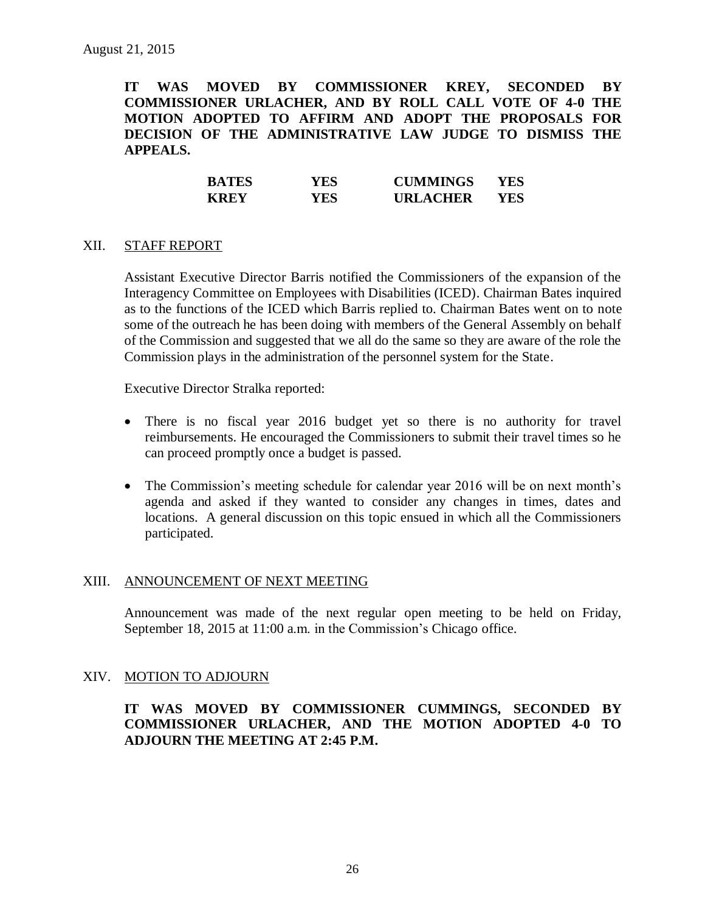August 21, 2015

**IT WAS MOVED BY COMMISSIONER KREY, SECONDED BY COMMISSIONER URLACHER, AND BY ROLL CALL VOTE OF 4-0 THE MOTION ADOPTED TO AFFIRM AND ADOPT THE PROPOSALS FOR DECISION OF THE ADMINISTRATIVE LAW JUDGE TO DISMISS THE APPEALS.**

| | | | |
|---|---|---|---|
| **BATES** | **YES** | **CUMMINGS** | **YES** |
| **KREY** | **YES** | **URLACHER** | **YES** |

## XII. STAFF REPORT

Assistant Executive Director Barris notified the Commissioners of the expansion of the Interagency Committee on Employees with Disabilities (ICED). Chairman Bates inquired as to the functions of the ICED which Barris replied to. Chairman Bates went on to note some of the outreach he has been doing with members of the General Assembly on behalf of the Commission and suggested that we all do the same so they are aware of the role the Commission plays in the administration of the personnel system for the State.

Executive Director Stralka reported:

- There is no fiscal year 2016 budget yet so there is no authority for travel reimbursements. He encouraged the Commissioners to submit their travel times so he can proceed promptly once a budget is passed.
- The Commission's meeting schedule for calendar year 2016 will be on next month's agenda and asked if they wanted to consider any changes in times, dates and locations. A general discussion on this topic ensued in which all the Commissioners participated.

## XIII. ANNOUNCEMENT OF NEXT MEETING

Announcement was made of the next regular open meeting to be held on Friday, September 18, 2015 at 11:00 a.m. in the Commission's Chicago office.

## XIV. MOTION TO ADJOURN

**IT WAS MOVED BY COMMISSIONER CUMMINGS, SECONDED BY COMMISSIONER URLACHER, AND THE MOTION ADOPTED 4-0 TO ADJOURN THE MEETING AT 2:45 P.M.**